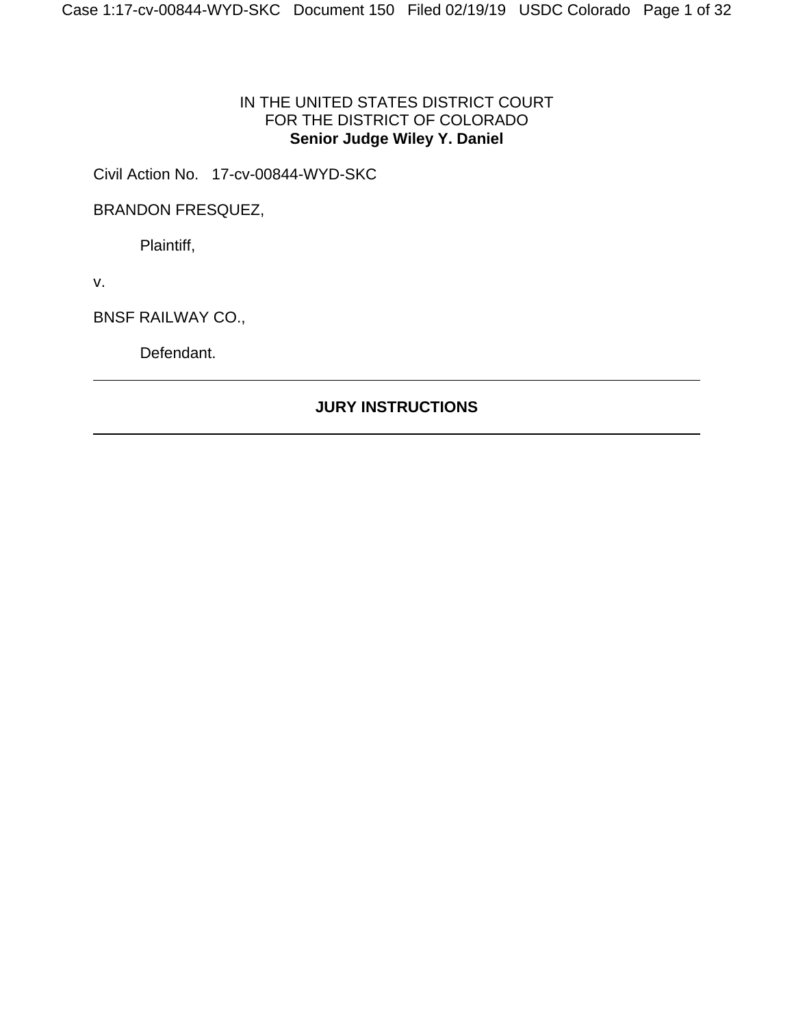IN THE UNITED STATES DISTRICT COURT
FOR THE DISTRICT OF COLORADO
**Senior Judge Wiley Y. Daniel**

Civil Action No. 17-cv-00844-WYD-SKC

BRANDON FRESQUEZ,

Plaintiff,

v.

BNSF RAILWAY CO.,

Defendant.

---

**JURY INSTRUCTIONS**

---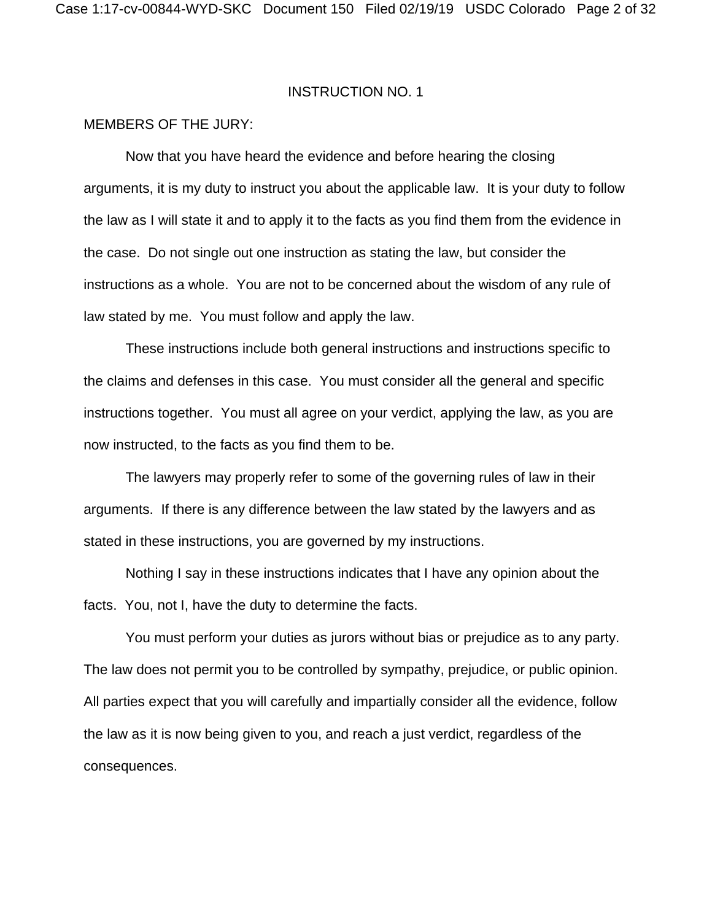INSTRUCTION NO. 1

MEMBERS OF THE JURY:

Now that you have heard the evidence and before hearing the closing arguments, it is my duty to instruct you about the applicable law. It is your duty to follow the law as I will state it and to apply it to the facts as you find them from the evidence in the case. Do not single out one instruction as stating the law, but consider the instructions as a whole. You are not to be concerned about the wisdom of any rule of law stated by me. You must follow and apply the law.

These instructions include both general instructions and instructions specific to the claims and defenses in this case. You must consider all the general and specific instructions together. You must all agree on your verdict, applying the law, as you are now instructed, to the facts as you find them to be.

The lawyers may properly refer to some of the governing rules of law in their arguments. If there is any difference between the law stated by the lawyers and as stated in these instructions, you are governed by my instructions.

Nothing I say in these instructions indicates that I have any opinion about the facts. You, not I, have the duty to determine the facts.

You must perform your duties as jurors without bias or prejudice as to any party. The law does not permit you to be controlled by sympathy, prejudice, or public opinion. All parties expect that you will carefully and impartially consider all the evidence, follow the law as it is now being given to you, and reach a just verdict, regardless of the consequences.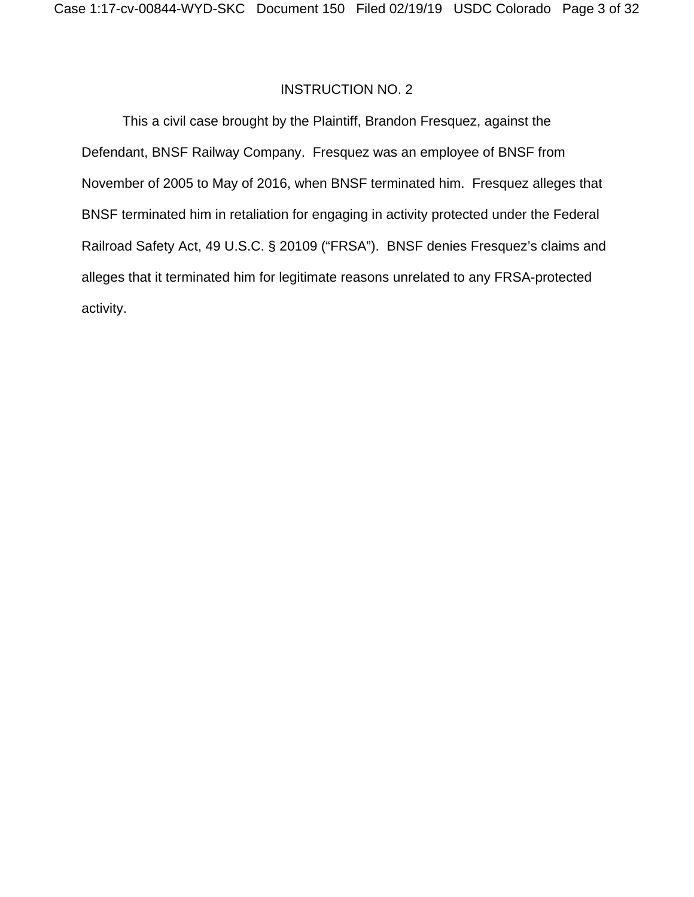INSTRUCTION NO. 2

This a civil case brought by the Plaintiff, Brandon Fresquez, against the Defendant, BNSF Railway Company. Fresquez was an employee of BNSF from November of 2005 to May of 2016, when BNSF terminated him. Fresquez alleges that BNSF terminated him in retaliation for engaging in activity protected under the Federal Railroad Safety Act, 49 U.S.C. § 20109 ("FRSA"). BNSF denies Fresquez's claims and alleges that it terminated him for legitimate reasons unrelated to any FRSA-protected activity.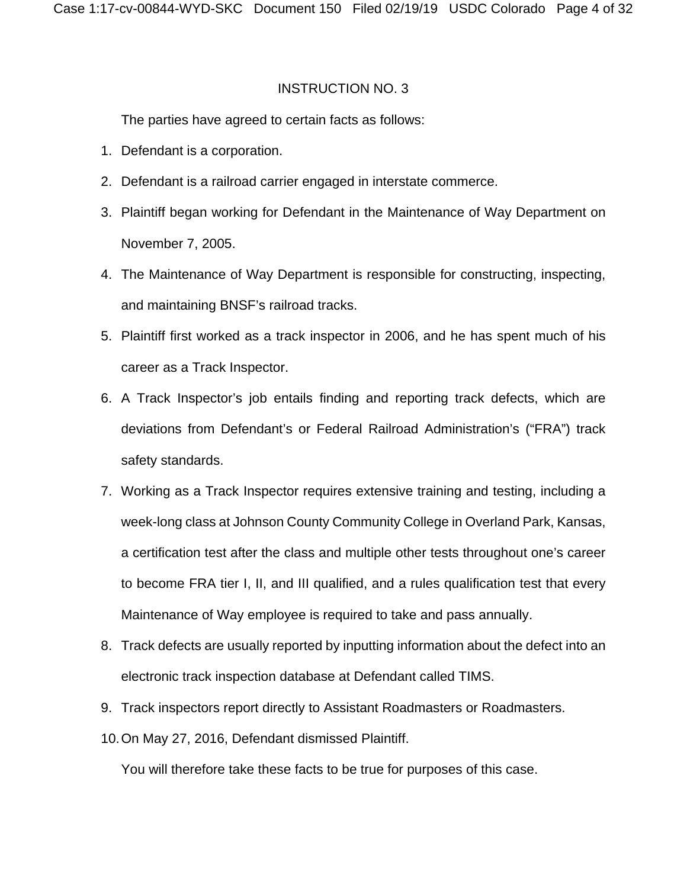## INSTRUCTION NO. 3

The parties have agreed to certain facts as follows:

1. Defendant is a corporation.
2. Defendant is a railroad carrier engaged in interstate commerce.
3. Plaintiff began working for Defendant in the Maintenance of Way Department on November 7, 2005.
4. The Maintenance of Way Department is responsible for constructing, inspecting, and maintaining BNSF's railroad tracks.
5. Plaintiff first worked as a track inspector in 2006, and he has spent much of his career as a Track Inspector.
6. A Track Inspector's job entails finding and reporting track defects, which are deviations from Defendant's or Federal Railroad Administration's ("FRA") track safety standards.
7. Working as a Track Inspector requires extensive training and testing, including a week-long class at Johnson County Community College in Overland Park, Kansas, a certification test after the class and multiple other tests throughout one's career to become FRA tier I, II, and III qualified, and a rules qualification test that every Maintenance of Way employee is required to take and pass annually.
8. Track defects are usually reported by inputting information about the defect into an electronic track inspection database at Defendant called TIMS.
9. Track inspectors report directly to Assistant Roadmasters or Roadmasters.
10. On May 27, 2016, Defendant dismissed Plaintiff.

You will therefore take these facts to be true for purposes of this case.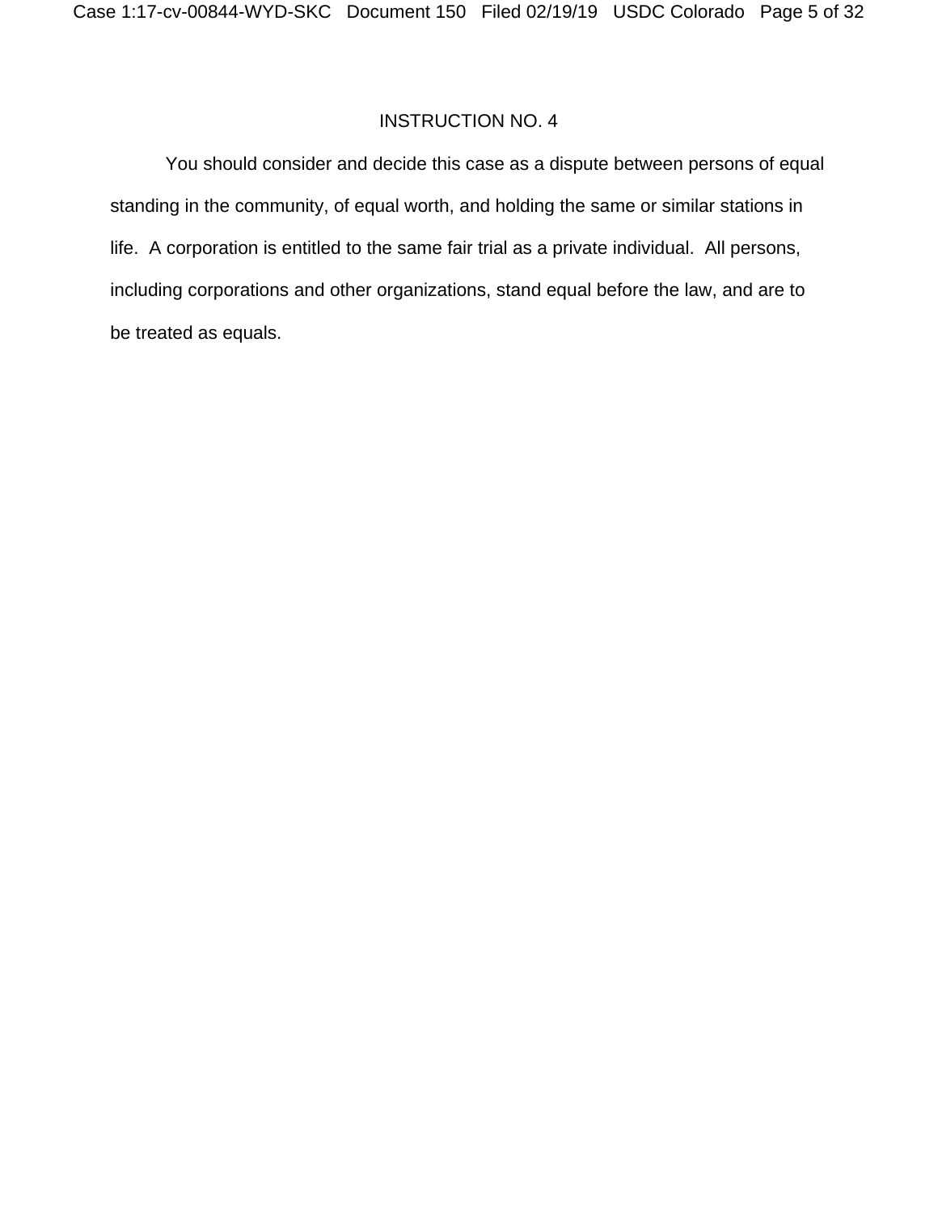INSTRUCTION NO. 4

You should consider and decide this case as a dispute between persons of equal standing in the community, of equal worth, and holding the same or similar stations in life. A corporation is entitled to the same fair trial as a private individual. All persons, including corporations and other organizations, stand equal before the law, and are to be treated as equals.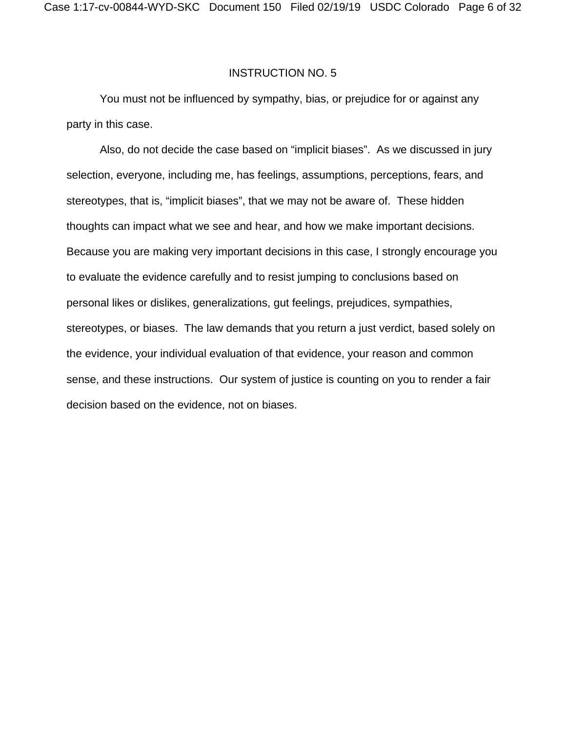## INSTRUCTION NO. 5

You must not be influenced by sympathy, bias, or prejudice for or against any party in this case.

Also, do not decide the case based on "implicit biases". As we discussed in jury selection, everyone, including me, has feelings, assumptions, perceptions, fears, and stereotypes, that is, "implicit biases", that we may not be aware of. These hidden thoughts can impact what we see and hear, and how we make important decisions. Because you are making very important decisions in this case, I strongly encourage you to evaluate the evidence carefully and to resist jumping to conclusions based on personal likes or dislikes, generalizations, gut feelings, prejudices, sympathies, stereotypes, or biases. The law demands that you return a just verdict, based solely on the evidence, your individual evaluation of that evidence, your reason and common sense, and these instructions. Our system of justice is counting on you to render a fair decision based on the evidence, not on biases.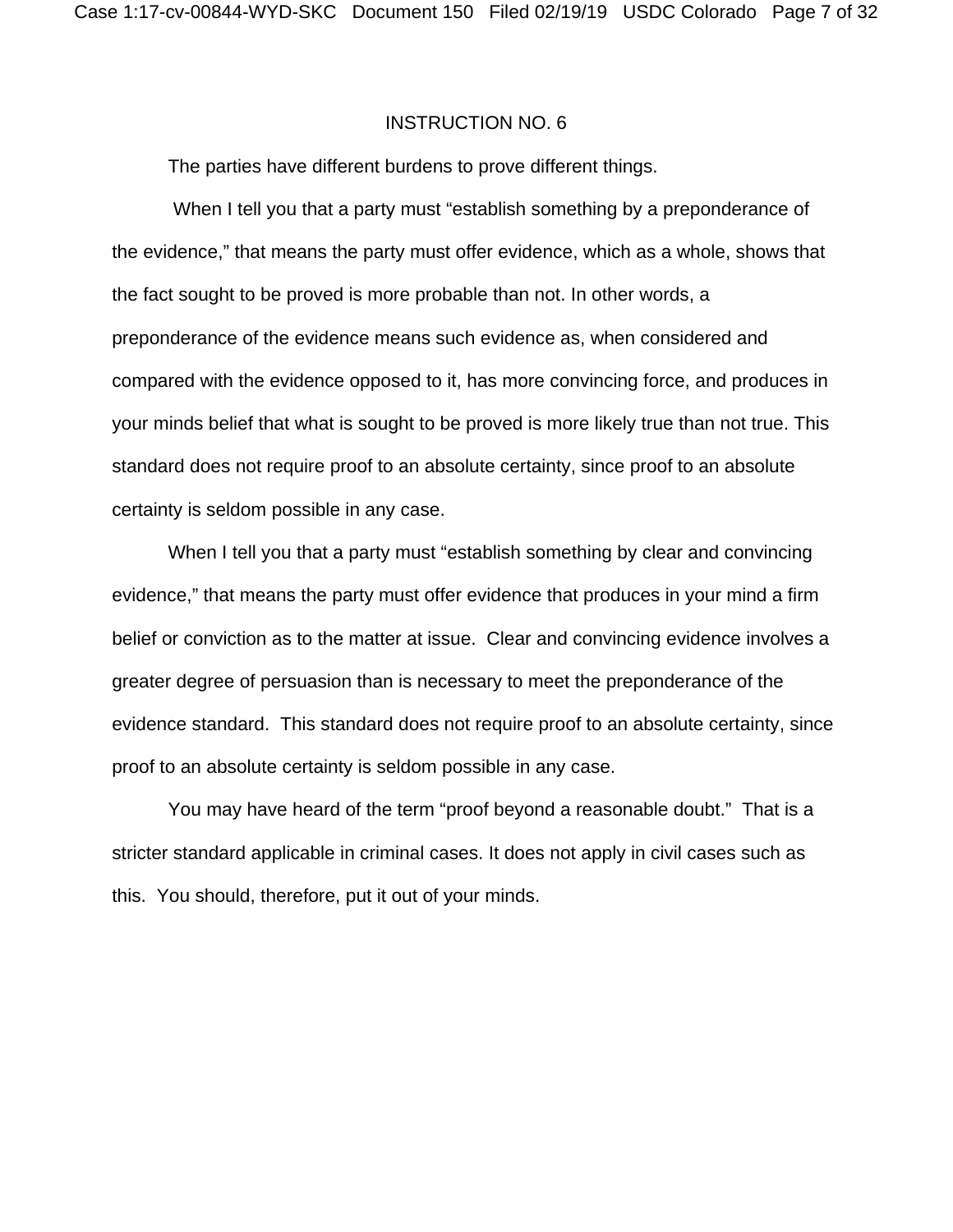## INSTRUCTION NO. 6

The parties have different burdens to prove different things.

When I tell you that a party must "establish something by a preponderance of the evidence," that means the party must offer evidence, which as a whole, shows that the fact sought to be proved is more probable than not. In other words, a preponderance of the evidence means such evidence as, when considered and compared with the evidence opposed to it, has more convincing force, and produces in your minds belief that what is sought to be proved is more likely true than not true. This standard does not require proof to an absolute certainty, since proof to an absolute certainty is seldom possible in any case.

When I tell you that a party must "establish something by clear and convincing evidence," that means the party must offer evidence that produces in your mind a firm belief or conviction as to the matter at issue. Clear and convincing evidence involves a greater degree of persuasion than is necessary to meet the preponderance of the evidence standard. This standard does not require proof to an absolute certainty, since proof to an absolute certainty is seldom possible in any case.

You may have heard of the term "proof beyond a reasonable doubt." That is a stricter standard applicable in criminal cases. It does not apply in civil cases such as this. You should, therefore, put it out of your minds.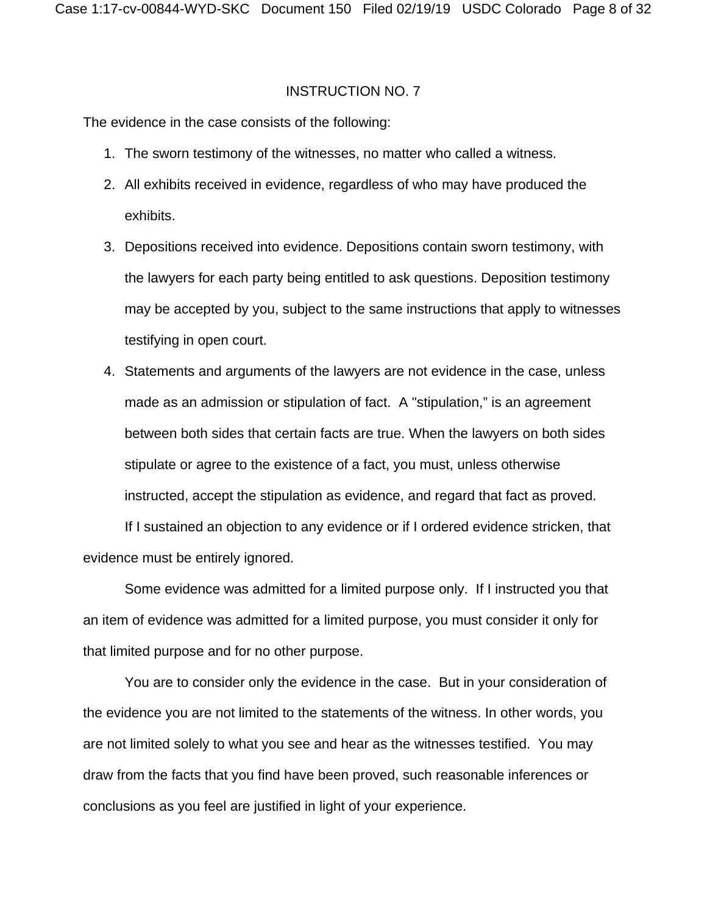INSTRUCTION NO. 7

The evidence in the case consists of the following:

1. The sworn testimony of the witnesses, no matter who called a witness.
2. All exhibits received in evidence, regardless of who may have produced the exhibits.
3. Depositions received into evidence. Depositions contain sworn testimony, with the lawyers for each party being entitled to ask questions. Deposition testimony may be accepted by you, subject to the same instructions that apply to witnesses testifying in open court.
4. Statements and arguments of the lawyers are not evidence in the case, unless made as an admission or stipulation of fact. A "stipulation," is an agreement between both sides that certain facts are true. When the lawyers on both sides stipulate or agree to the existence of a fact, you must, unless otherwise instructed, accept the stipulation as evidence, and regard that fact as proved.

If I sustained an objection to any evidence or if I ordered evidence stricken, that evidence must be entirely ignored.

Some evidence was admitted for a limited purpose only. If I instructed you that an item of evidence was admitted for a limited purpose, you must consider it only for that limited purpose and for no other purpose.

You are to consider only the evidence in the case. But in your consideration of the evidence you are not limited to the statements of the witness. In other words, you are not limited solely to what you see and hear as the witnesses testified. You may draw from the facts that you find have been proved, such reasonable inferences or conclusions as you feel are justified in light of your experience.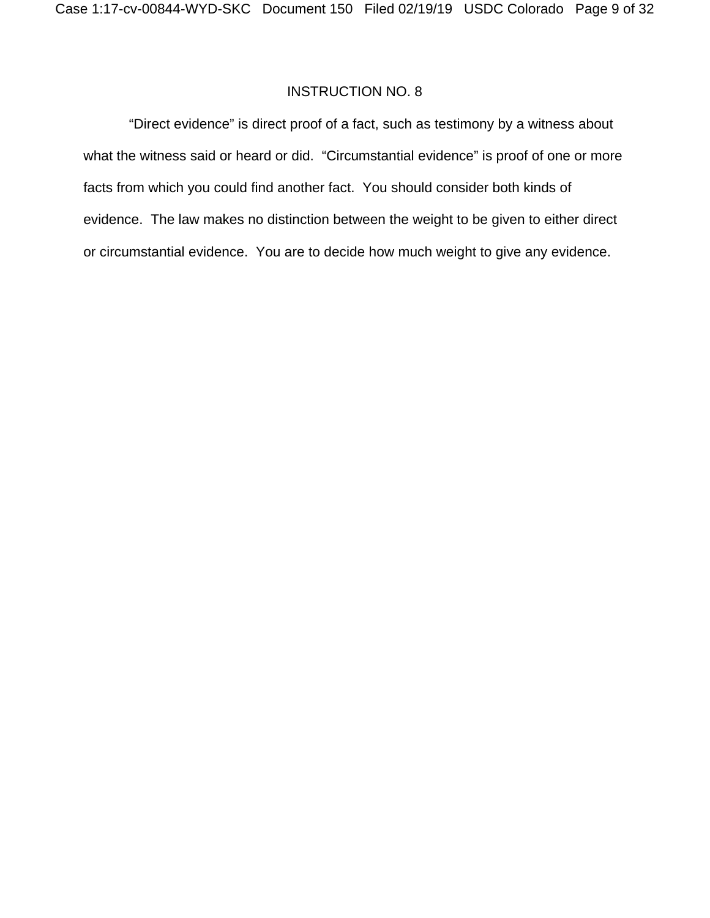## INSTRUCTION NO. 8

"Direct evidence" is direct proof of a fact, such as testimony by a witness about what the witness said or heard or did. "Circumstantial evidence" is proof of one or more facts from which you could find another fact. You should consider both kinds of evidence. The law makes no distinction between the weight to be given to either direct or circumstantial evidence. You are to decide how much weight to give any evidence.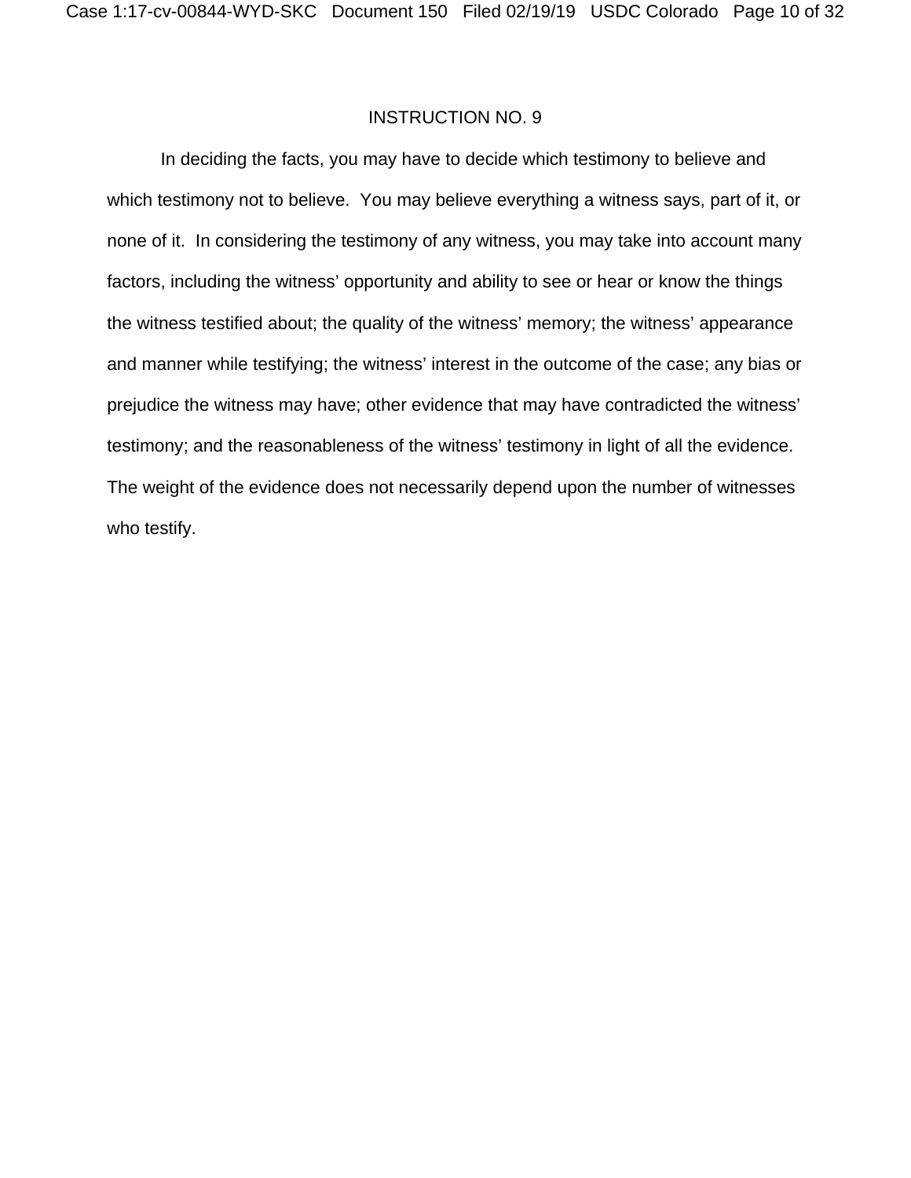## INSTRUCTION NO. 9

In deciding the facts, you may have to decide which testimony to believe and which testimony not to believe. You may believe everything a witness says, part of it, or none of it. In considering the testimony of any witness, you may take into account many factors, including the witness' opportunity and ability to see or hear or know the things the witness testified about; the quality of the witness' memory; the witness' appearance and manner while testifying; the witness' interest in the outcome of the case; any bias or prejudice the witness may have; other evidence that may have contradicted the witness' testimony; and the reasonableness of the witness' testimony in light of all the evidence. The weight of the evidence does not necessarily depend upon the number of witnesses who testify.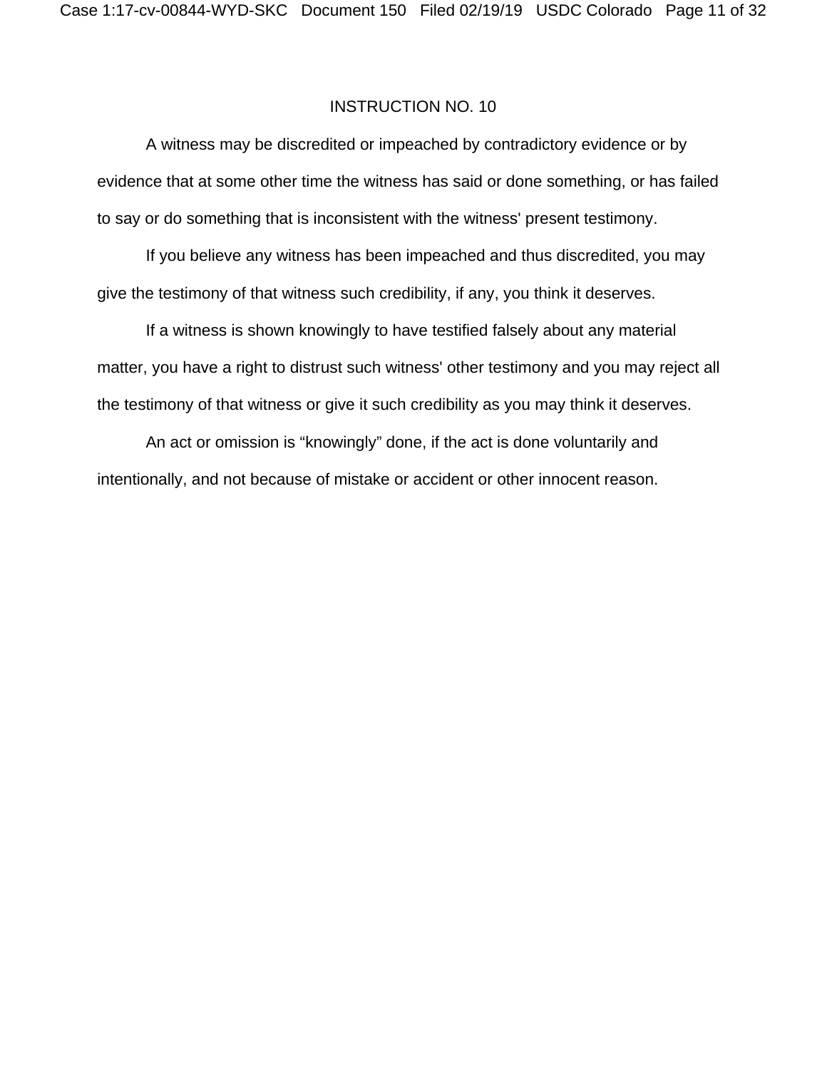## INSTRUCTION NO. 10

A witness may be discredited or impeached by contradictory evidence or by evidence that at some other time the witness has said or done something, or has failed to say or do something that is inconsistent with the witness' present testimony.

If you believe any witness has been impeached and thus discredited, you may give the testimony of that witness such credibility, if any, you think it deserves.

If a witness is shown knowingly to have testified falsely about any material matter, you have a right to distrust such witness' other testimony and you may reject all the testimony of that witness or give it such credibility as you may think it deserves.

An act or omission is "knowingly" done, if the act is done voluntarily and intentionally, and not because of mistake or accident or other innocent reason.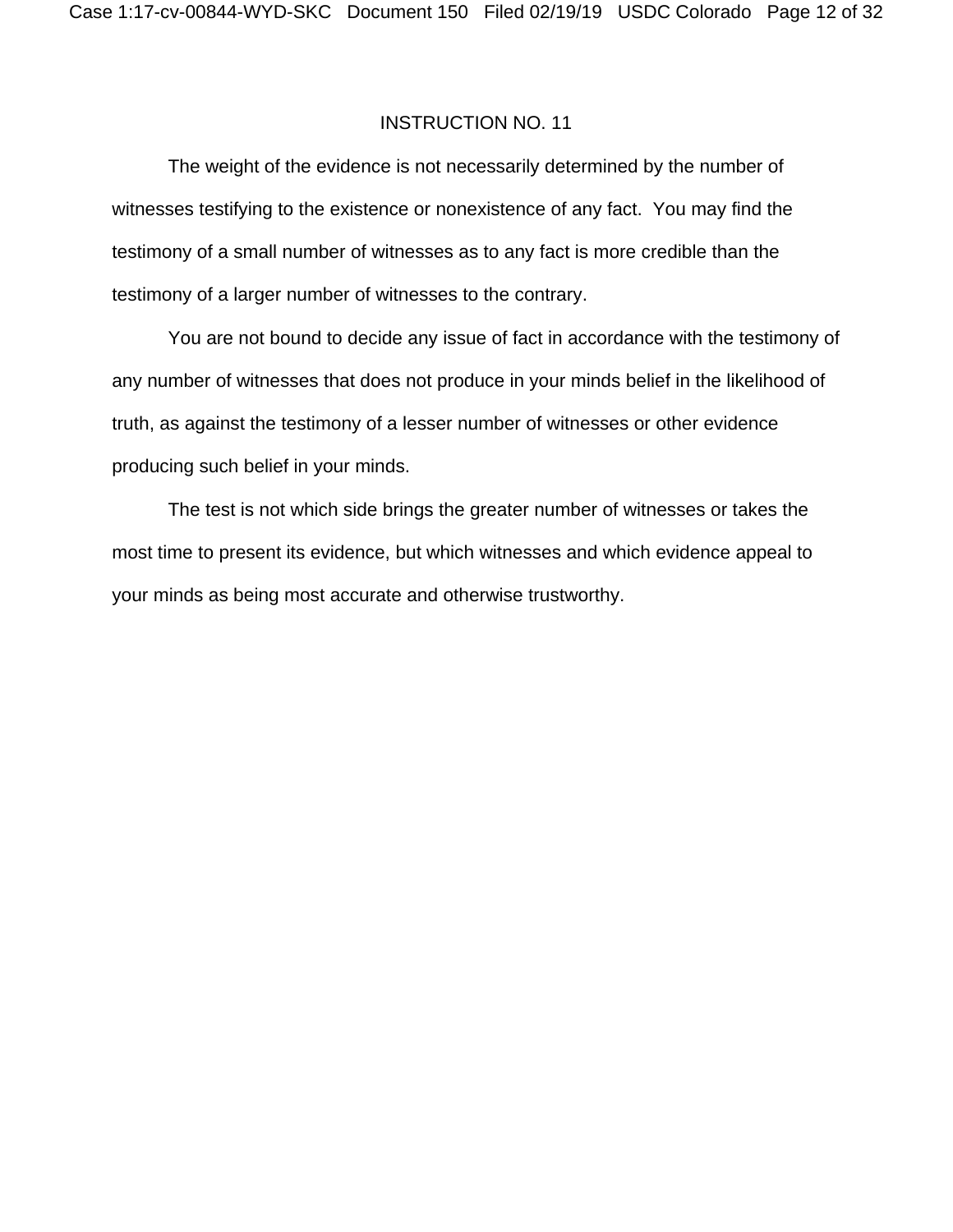INSTRUCTION NO. 11

The weight of the evidence is not necessarily determined by the number of witnesses testifying to the existence or nonexistence of any fact. You may find the testimony of a small number of witnesses as to any fact is more credible than the testimony of a larger number of witnesses to the contrary.

You are not bound to decide any issue of fact in accordance with the testimony of any number of witnesses that does not produce in your minds belief in the likelihood of truth, as against the testimony of a lesser number of witnesses or other evidence producing such belief in your minds.

The test is not which side brings the greater number of witnesses or takes the most time to present its evidence, but which witnesses and which evidence appeal to your minds as being most accurate and otherwise trustworthy.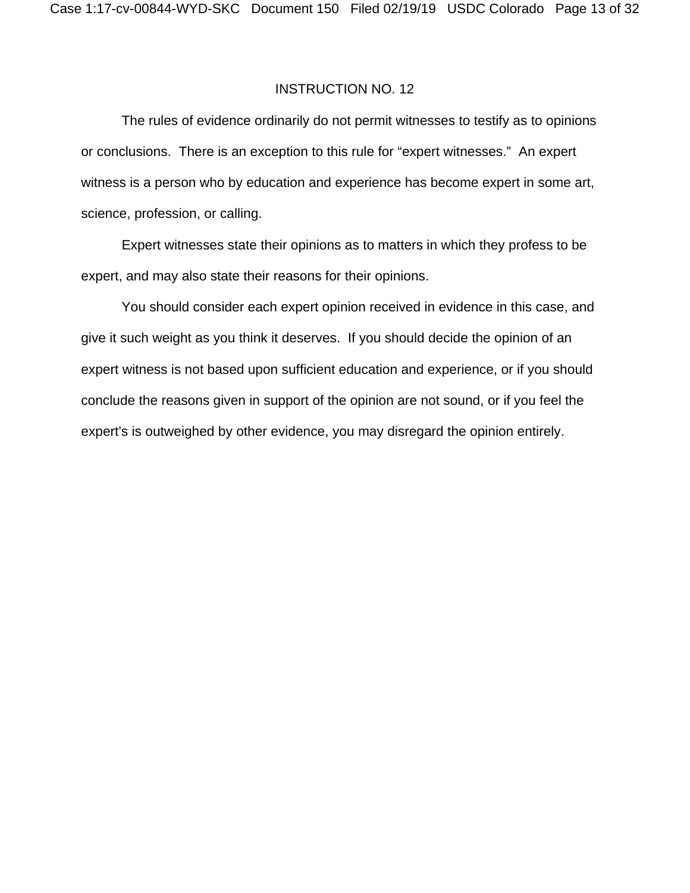INSTRUCTION NO. 12

The rules of evidence ordinarily do not permit witnesses to testify as to opinions or conclusions. There is an exception to this rule for “expert witnesses.” An expert witness is a person who by education and experience has become expert in some art, science, profession, or calling.

Expert witnesses state their opinions as to matters in which they profess to be expert, and may also state their reasons for their opinions.

You should consider each expert opinion received in evidence in this case, and give it such weight as you think it deserves. If you should decide the opinion of an expert witness is not based upon sufficient education and experience, or if you should conclude the reasons given in support of the opinion are not sound, or if you feel the expert's is outweighed by other evidence, you may disregard the opinion entirely.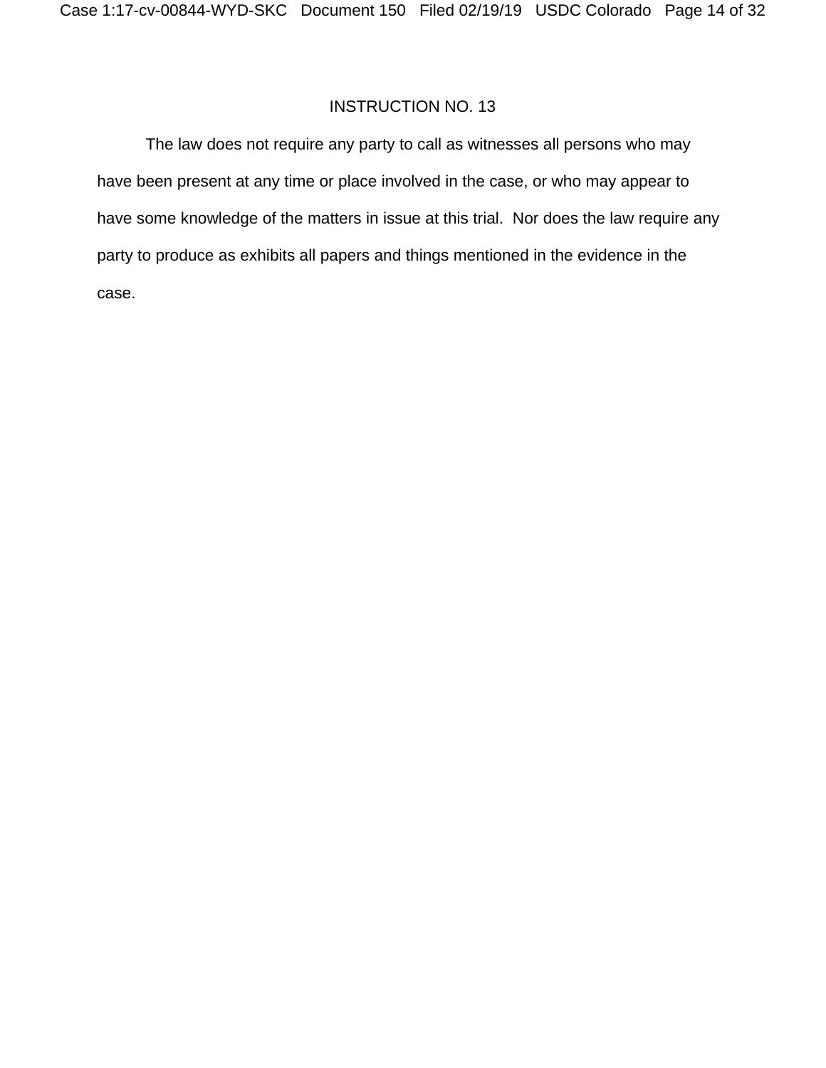INSTRUCTION NO. 13

The law does not require any party to call as witnesses all persons who may have been present at any time or place involved in the case, or who may appear to have some knowledge of the matters in issue at this trial.  Nor does the law require any party to produce as exhibits all papers and things mentioned in the evidence in the case.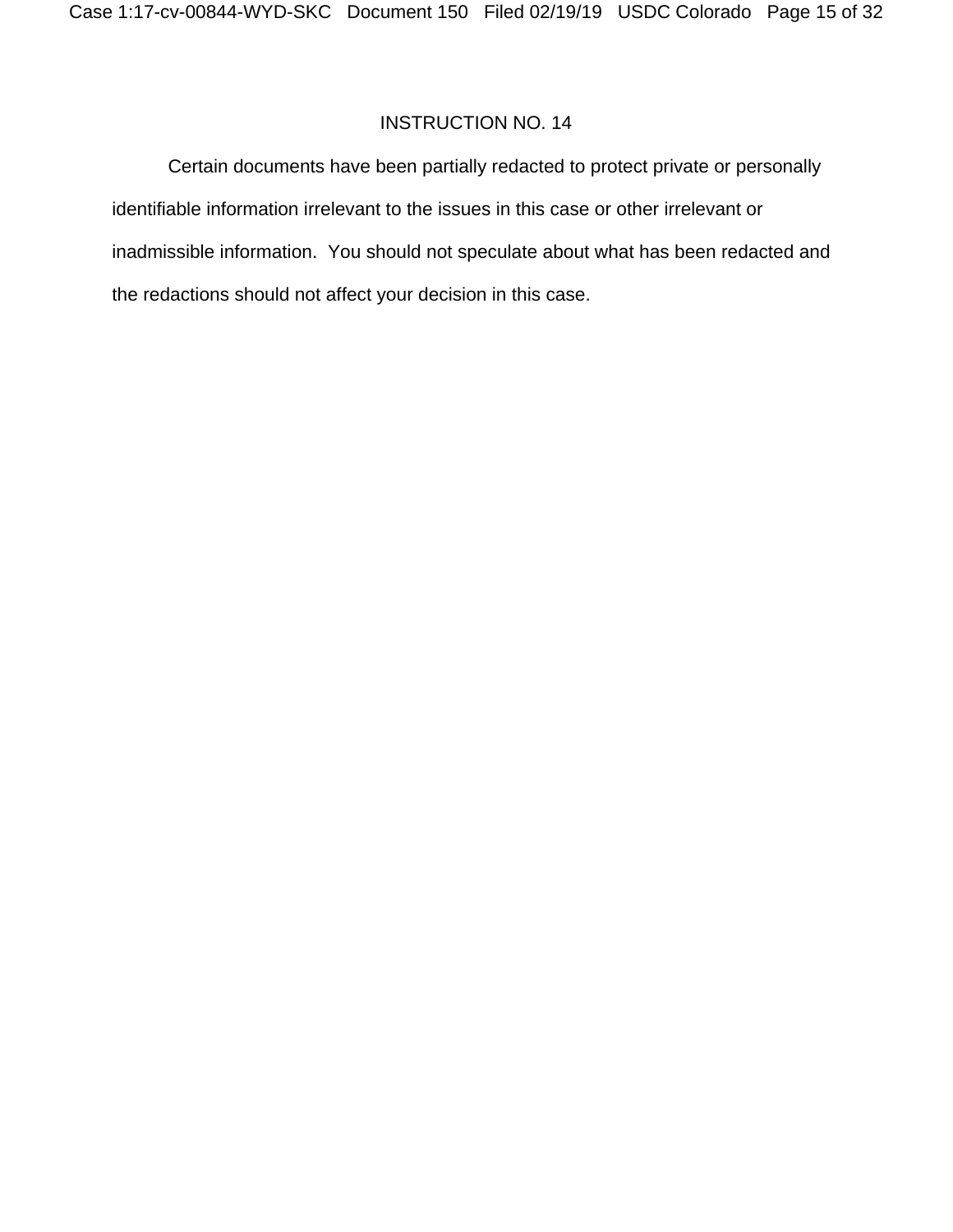INSTRUCTION NO. 14

Certain documents have been partially redacted to protect private or personally identifiable information irrelevant to the issues in this case or other irrelevant or inadmissible information. You should not speculate about what has been redacted and the redactions should not affect your decision in this case.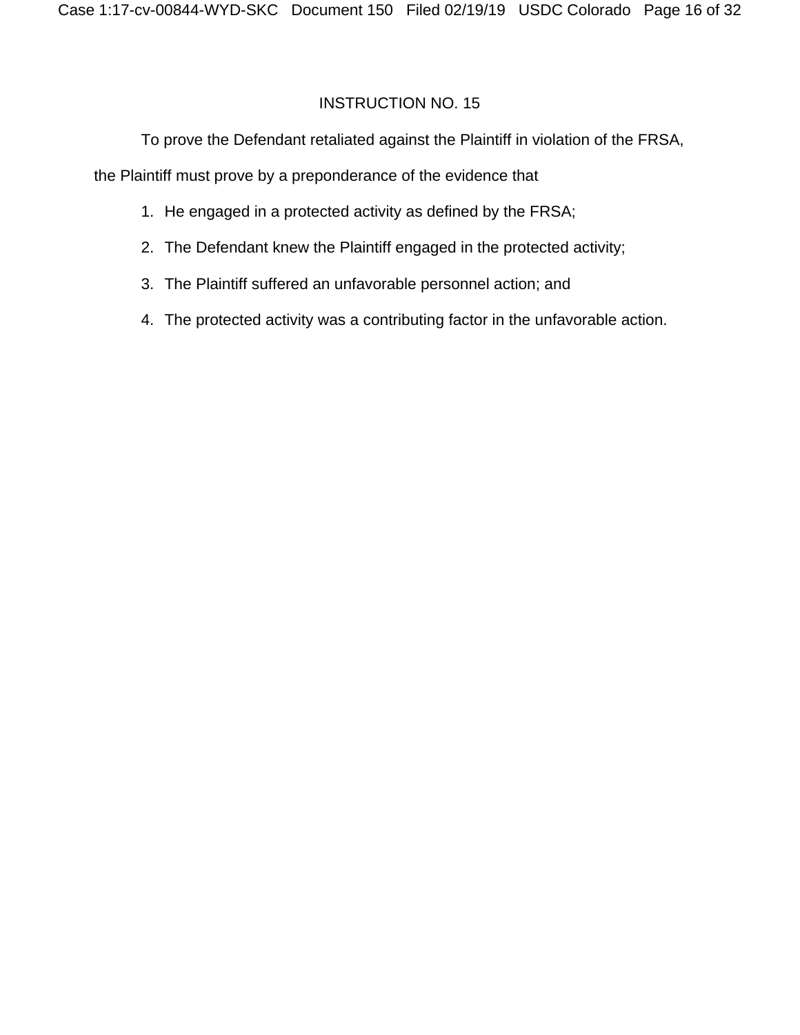INSTRUCTION NO. 15

To prove the Defendant retaliated against the Plaintiff in violation of the FRSA, the Plaintiff must prove by a preponderance of the evidence that

1. He engaged in a protected activity as defined by the FRSA;
2. The Defendant knew the Plaintiff engaged in the protected activity;
3. The Plaintiff suffered an unfavorable personnel action; and
4. The protected activity was a contributing factor in the unfavorable action.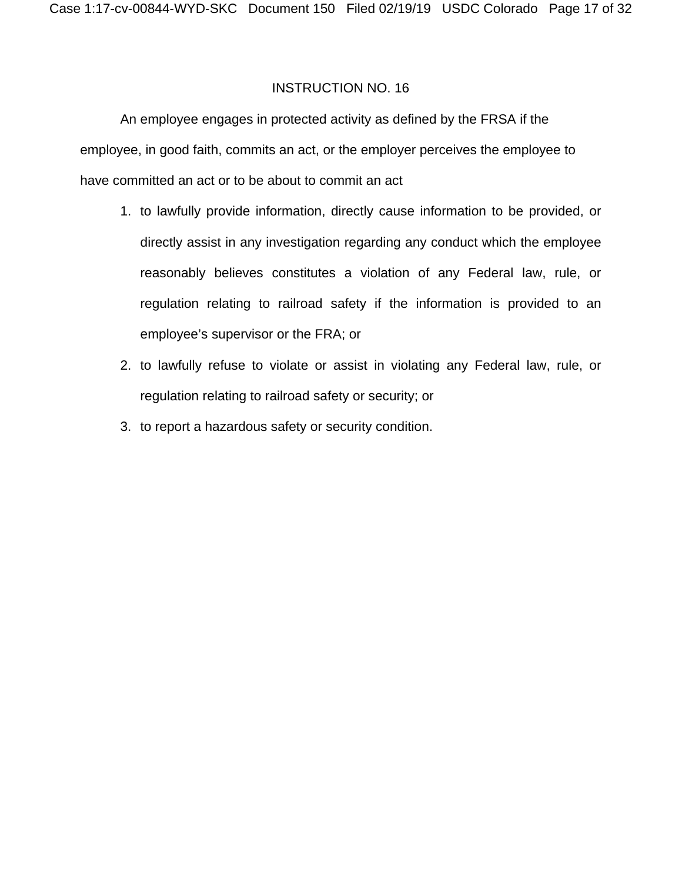INSTRUCTION NO. 16

An employee engages in protected activity as defined by the FRSA if the employee, in good faith, commits an act, or the employer perceives the employee to have committed an act or to be about to commit an act

1. to lawfully provide information, directly cause information to be provided, or directly assist in any investigation regarding any conduct which the employee reasonably believes constitutes a violation of any Federal law, rule, or regulation relating to railroad safety if the information is provided to an employee's supervisor or the FRA; or
2. to lawfully refuse to violate or assist in violating any Federal law, rule, or regulation relating to railroad safety or security; or
3. to report a hazardous safety or security condition.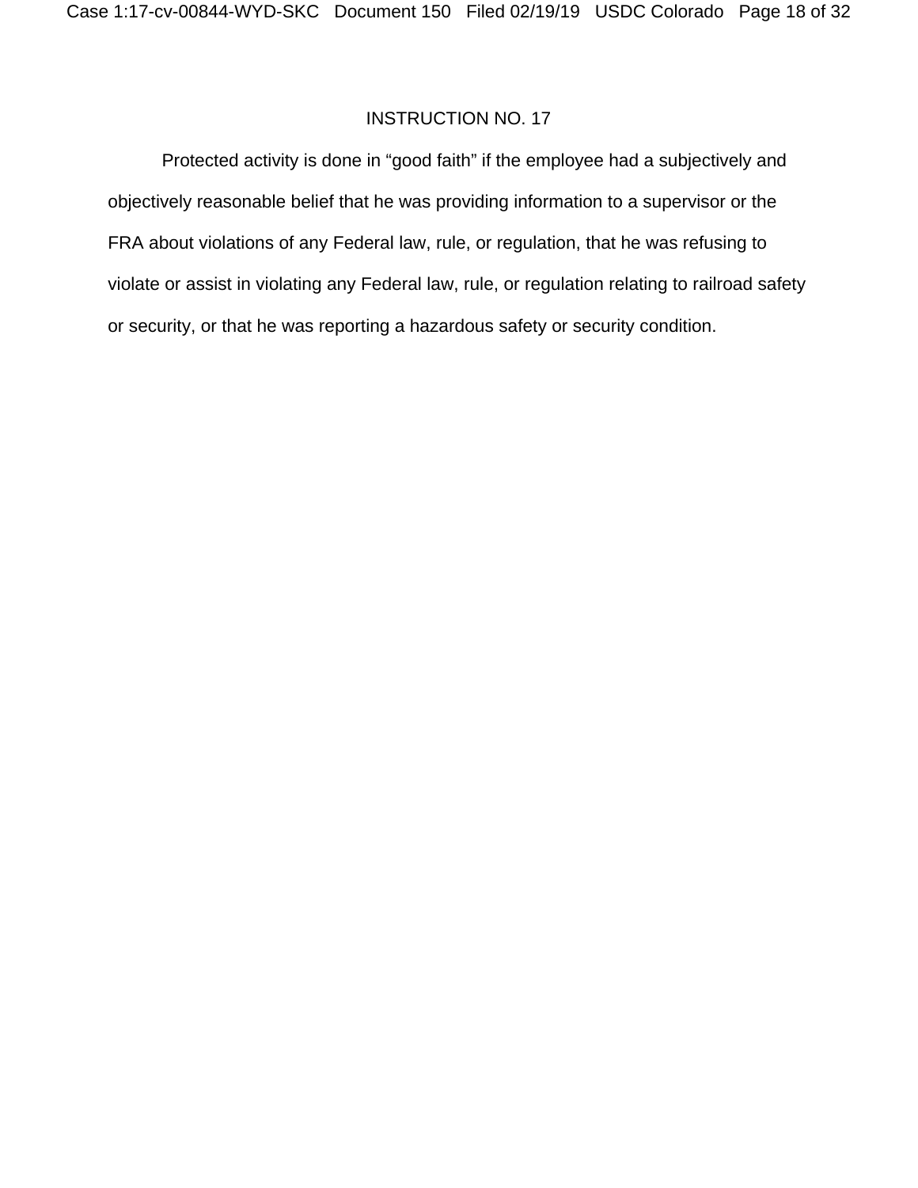INSTRUCTION NO. 17

Protected activity is done in “good faith” if the employee had a subjectively and objectively reasonable belief that he was providing information to a supervisor or the FRA about violations of any Federal law, rule, or regulation, that he was refusing to violate or assist in violating any Federal law, rule, or regulation relating to railroad safety or security, or that he was reporting a hazardous safety or security condition.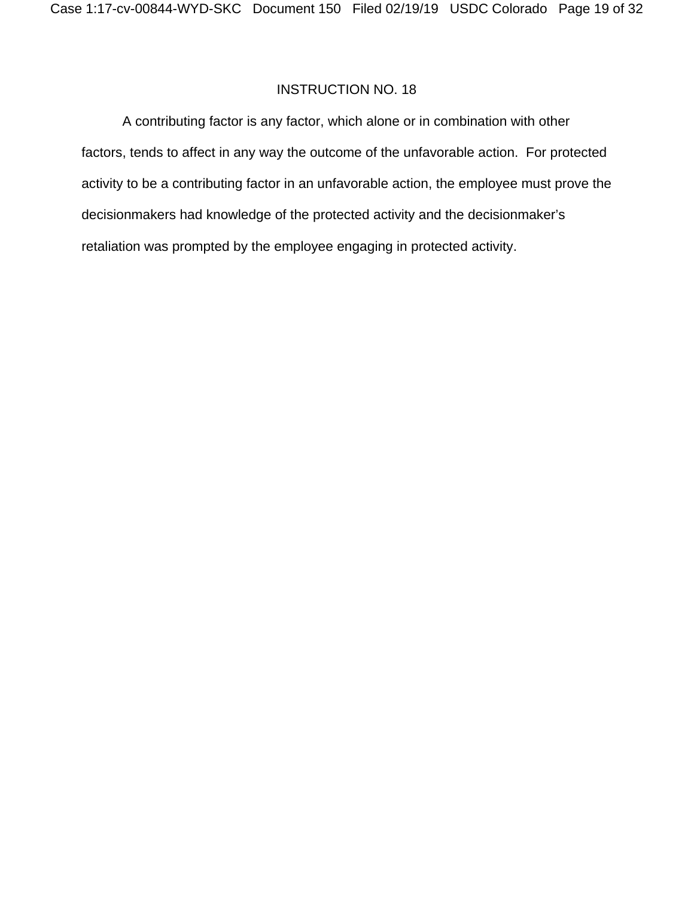INSTRUCTION NO. 18

A contributing factor is any factor, which alone or in combination with other factors, tends to affect in any way the outcome of the unfavorable action. For protected activity to be a contributing factor in an unfavorable action, the employee must prove the decisionmakers had knowledge of the protected activity and the decisionmaker's retaliation was prompted by the employee engaging in protected activity.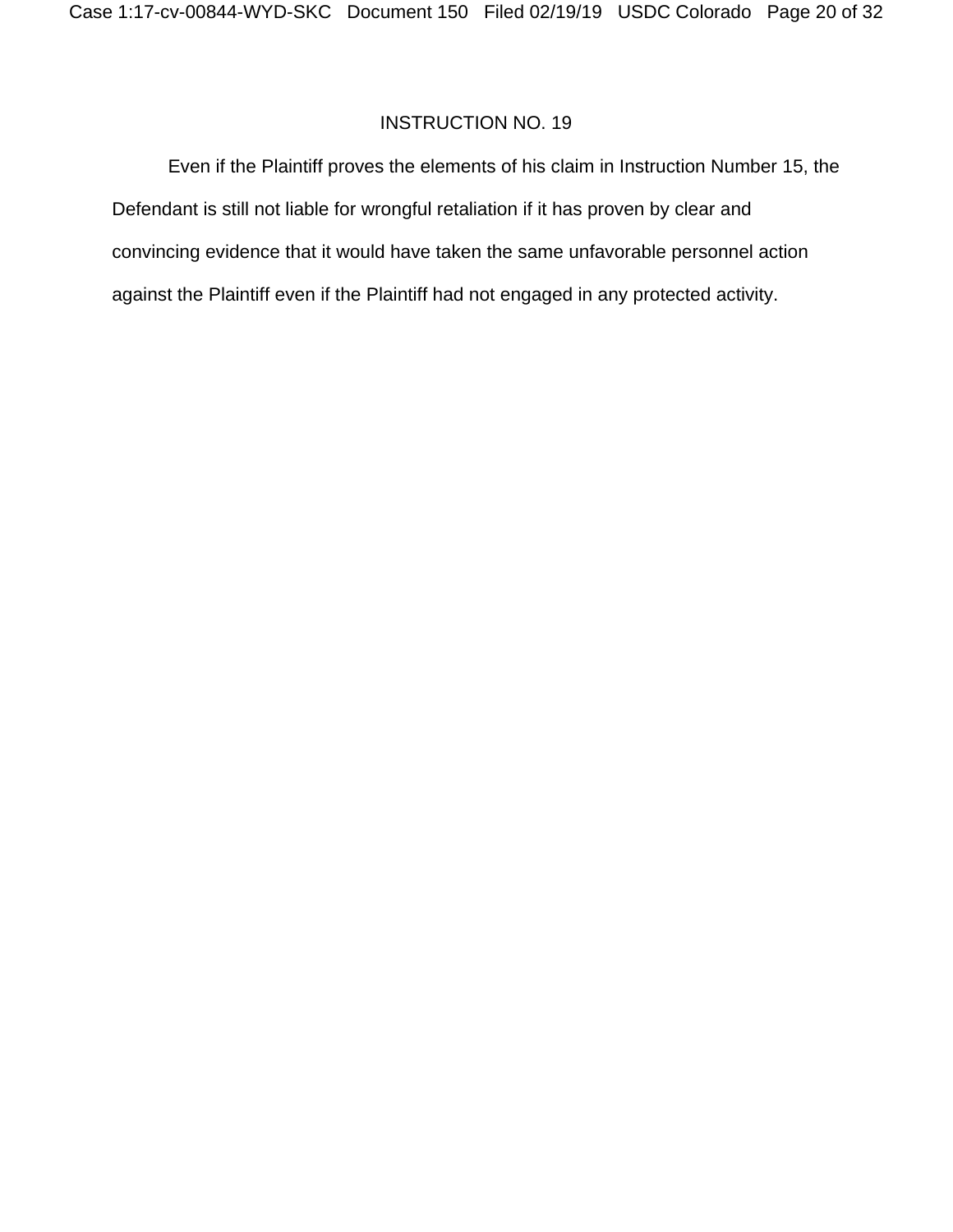INSTRUCTION NO. 19

Even if the Plaintiff proves the elements of his claim in Instruction Number 15, the Defendant is still not liable for wrongful retaliation if it has proven by clear and convincing evidence that it would have taken the same unfavorable personnel action against the Plaintiff even if the Plaintiff had not engaged in any protected activity.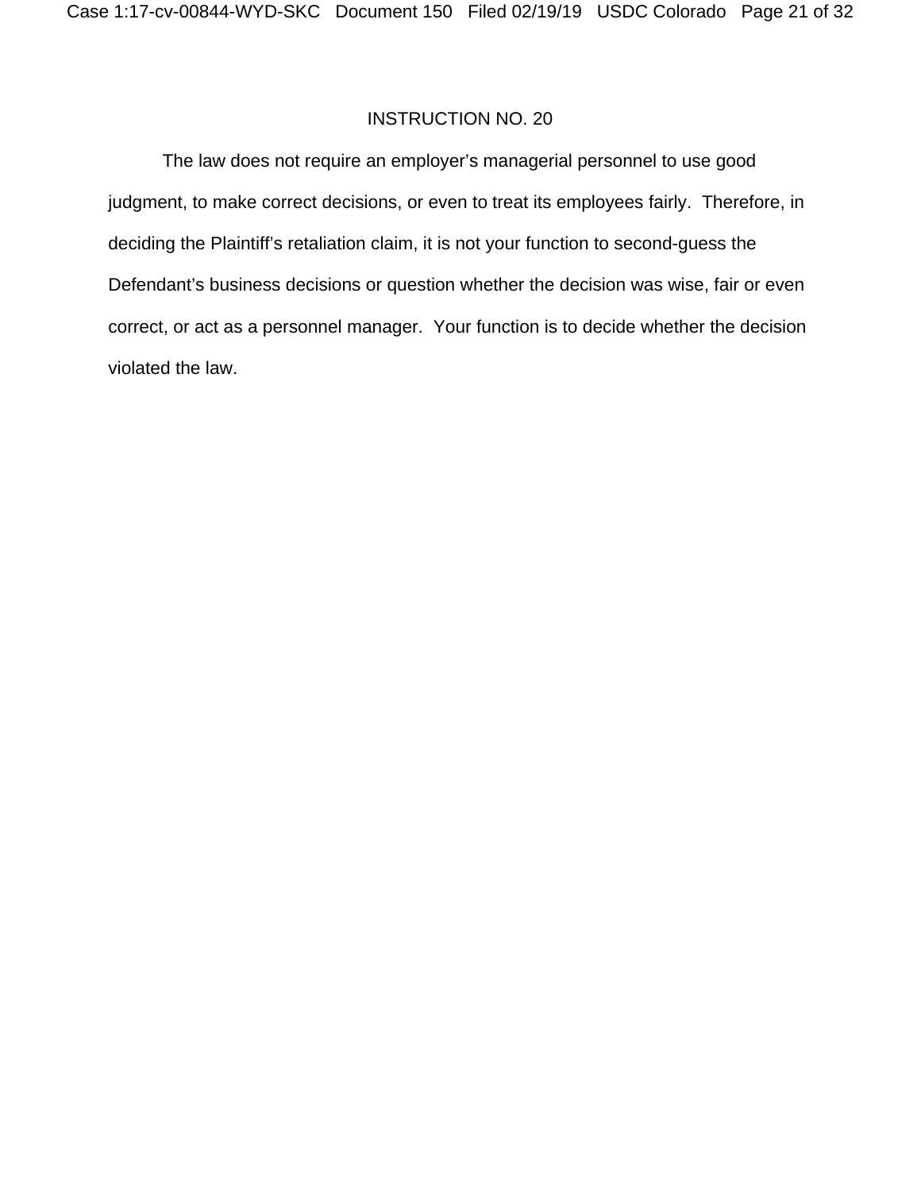INSTRUCTION NO. 20

The law does not require an employer's managerial personnel to use good judgment, to make correct decisions, or even to treat its employees fairly. Therefore, in deciding the Plaintiff's retaliation claim, it is not your function to second-guess the Defendant's business decisions or question whether the decision was wise, fair or even correct, or act as a personnel manager. Your function is to decide whether the decision violated the law.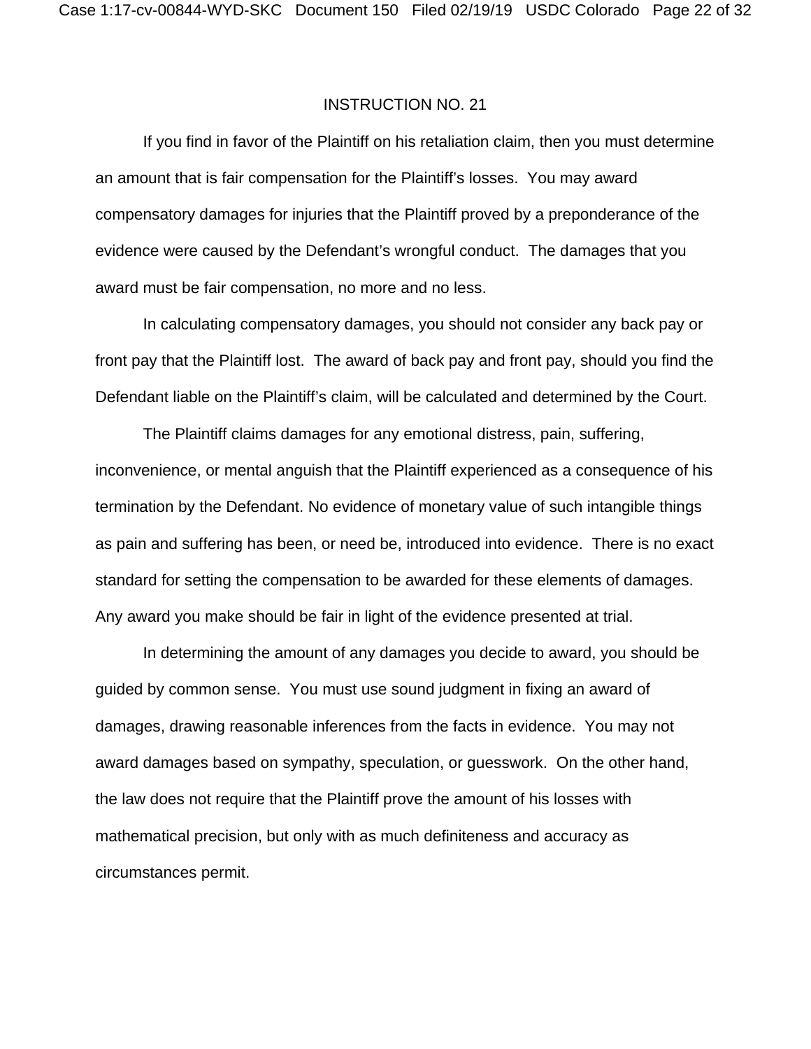INSTRUCTION NO. 21

If you find in favor of the Plaintiff on his retaliation claim, then you must determine an amount that is fair compensation for the Plaintiff's losses. You may award compensatory damages for injuries that the Plaintiff proved by a preponderance of the evidence were caused by the Defendant's wrongful conduct. The damages that you award must be fair compensation, no more and no less.

In calculating compensatory damages, you should not consider any back pay or front pay that the Plaintiff lost. The award of back pay and front pay, should you find the Defendant liable on the Plaintiff's claim, will be calculated and determined by the Court.

The Plaintiff claims damages for any emotional distress, pain, suffering, inconvenience, or mental anguish that the Plaintiff experienced as a consequence of his termination by the Defendant. No evidence of monetary value of such intangible things as pain and suffering has been, or need be, introduced into evidence. There is no exact standard for setting the compensation to be awarded for these elements of damages. Any award you make should be fair in light of the evidence presented at trial.

In determining the amount of any damages you decide to award, you should be guided by common sense. You must use sound judgment in fixing an award of damages, drawing reasonable inferences from the facts in evidence. You may not award damages based on sympathy, speculation, or guesswork. On the other hand, the law does not require that the Plaintiff prove the amount of his losses with mathematical precision, but only with as much definiteness and accuracy as circumstances permit.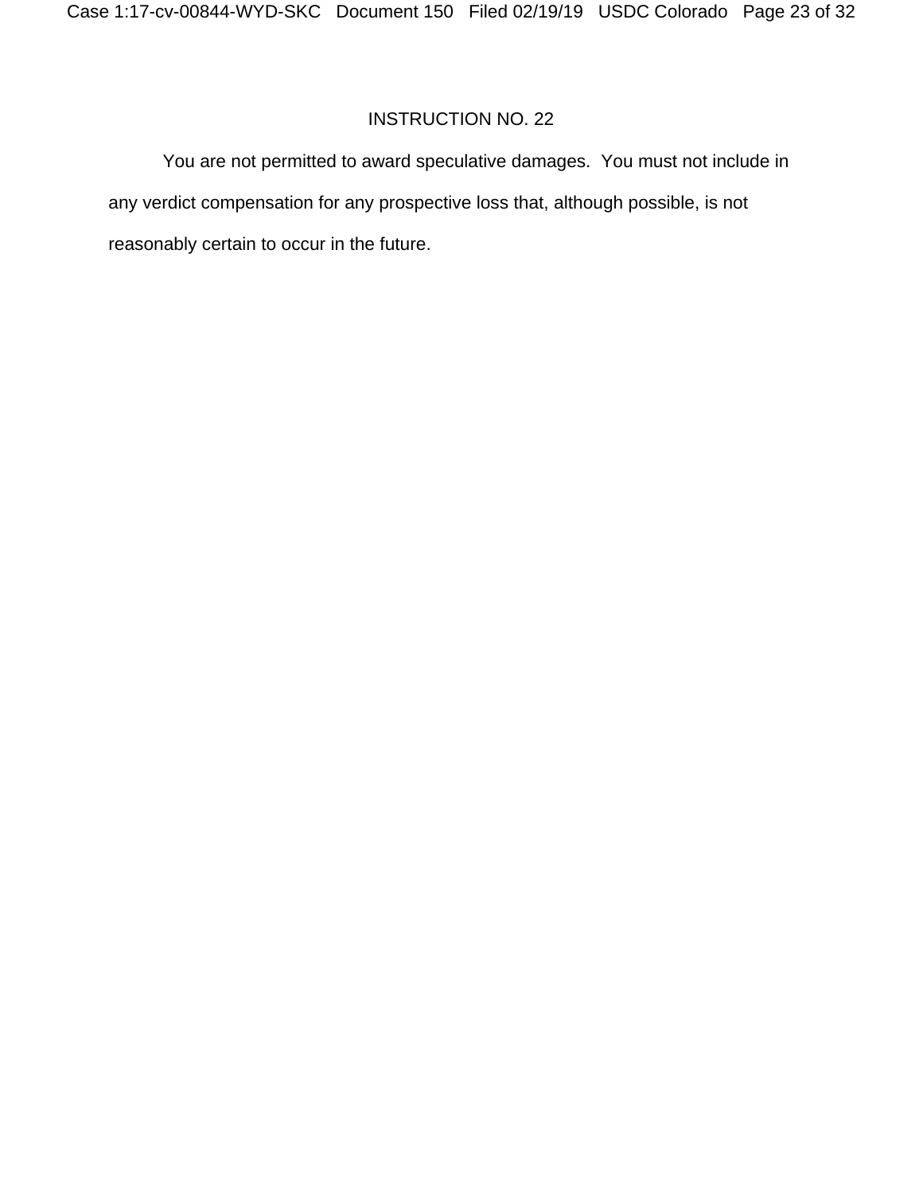INSTRUCTION NO. 22

You are not permitted to award speculative damages. You must not include in any verdict compensation for any prospective loss that, although possible, is not reasonably certain to occur in the future.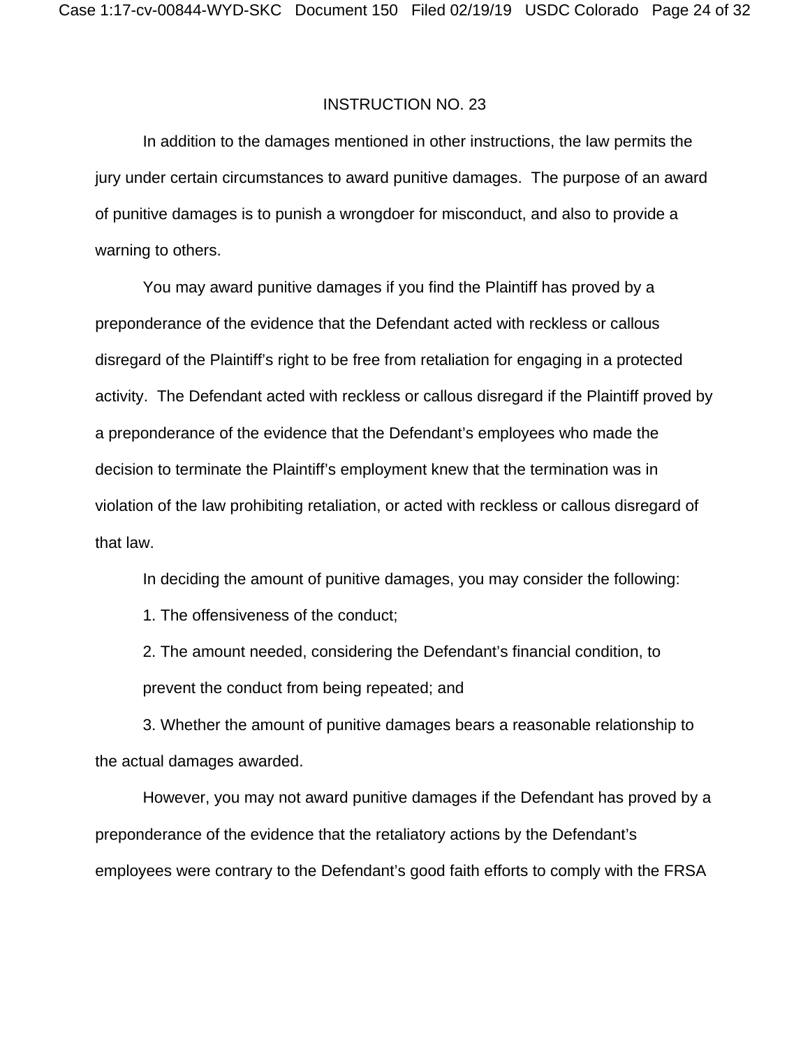INSTRUCTION NO. 23

In addition to the damages mentioned in other instructions, the law permits the jury under certain circumstances to award punitive damages. The purpose of an award of punitive damages is to punish a wrongdoer for misconduct, and also to provide a warning to others.

You may award punitive damages if you find the Plaintiff has proved by a preponderance of the evidence that the Defendant acted with reckless or callous disregard of the Plaintiff's right to be free from retaliation for engaging in a protected activity. The Defendant acted with reckless or callous disregard if the Plaintiff proved by a preponderance of the evidence that the Defendant's employees who made the decision to terminate the Plaintiff's employment knew that the termination was in violation of the law prohibiting retaliation, or acted with reckless or callous disregard of that law.

In deciding the amount of punitive damages, you may consider the following:

1. The offensiveness of the conduct;

2. The amount needed, considering the Defendant's financial condition, to prevent the conduct from being repeated; and

3. Whether the amount of punitive damages bears a reasonable relationship to the actual damages awarded.

However, you may not award punitive damages if the Defendant has proved by a preponderance of the evidence that the retaliatory actions by the Defendant's employees were contrary to the Defendant's good faith efforts to comply with the FRSA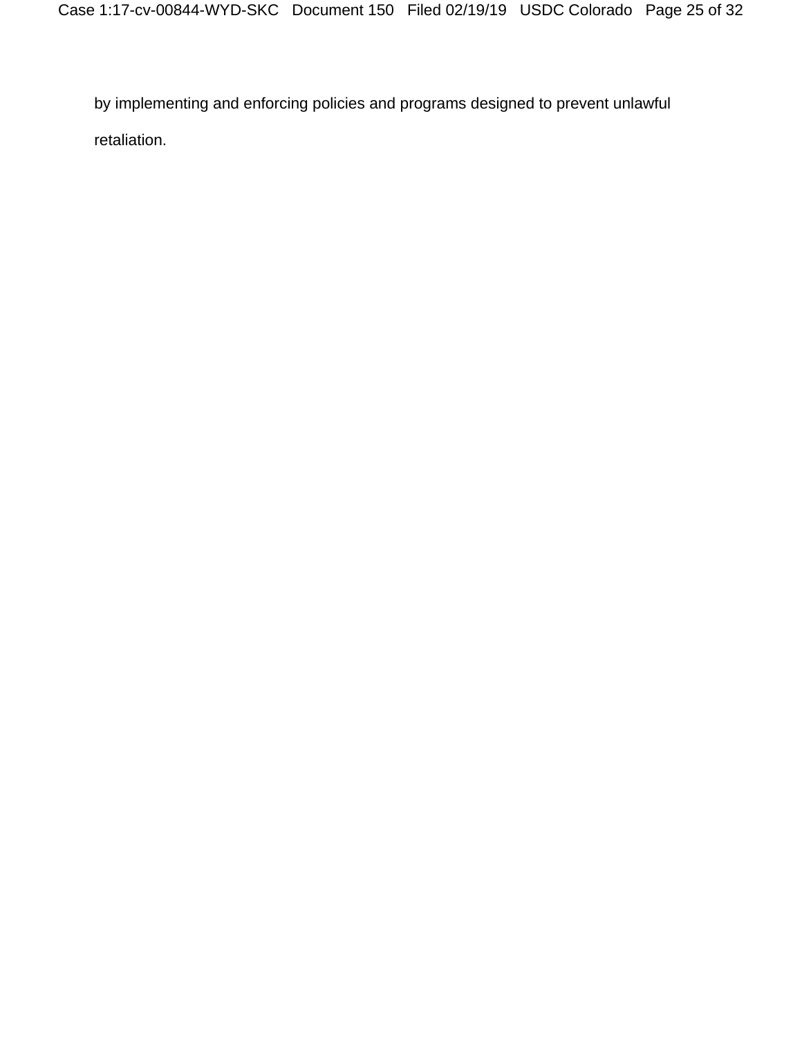by implementing and enforcing policies and programs designed to prevent unlawful retaliation.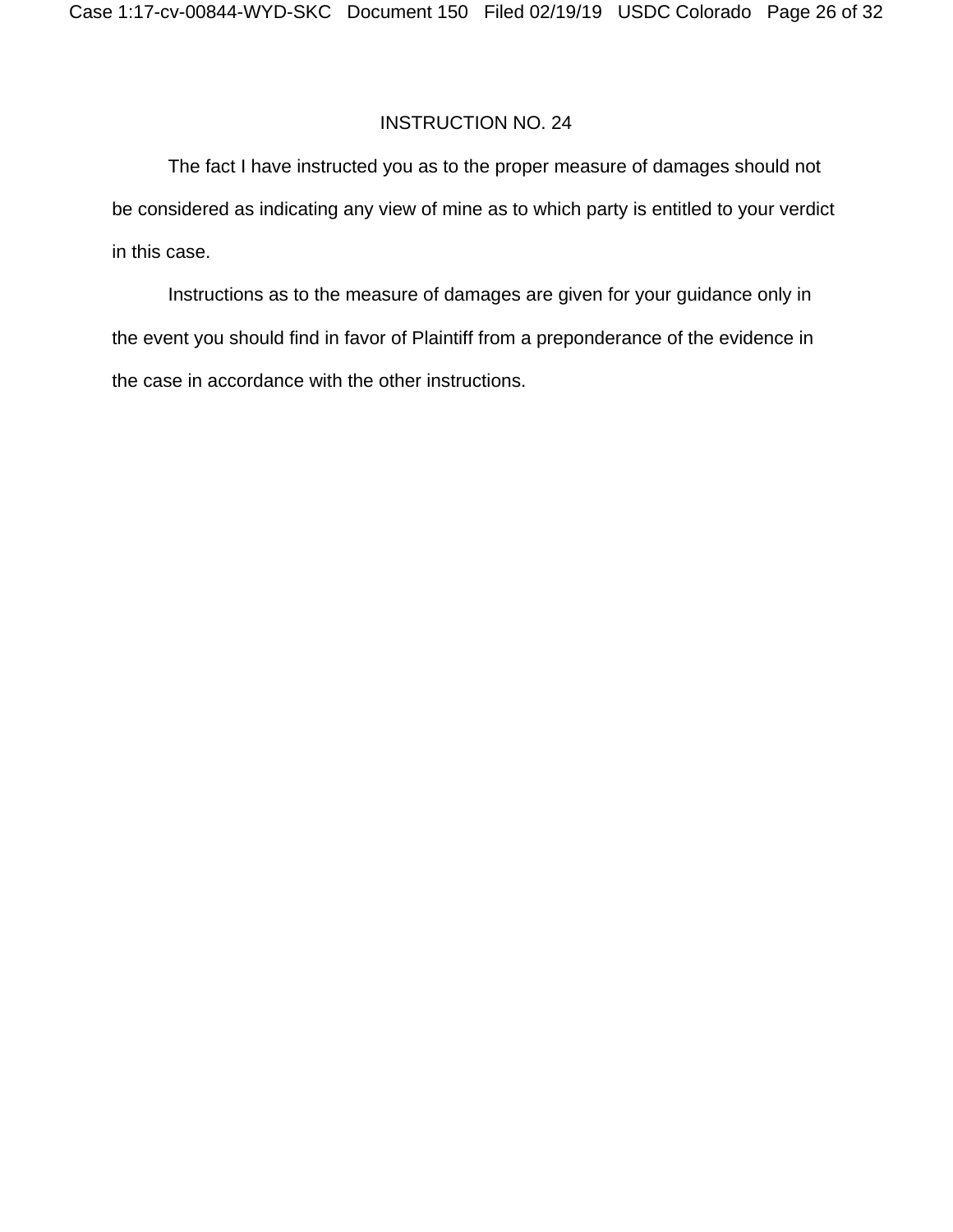INSTRUCTION NO. 24

The fact I have instructed you as to the proper measure of damages should not be considered as indicating any view of mine as to which party is entitled to your verdict in this case.

Instructions as to the measure of damages are given for your guidance only in the event you should find in favor of Plaintiff from a preponderance of the evidence in the case in accordance with the other instructions.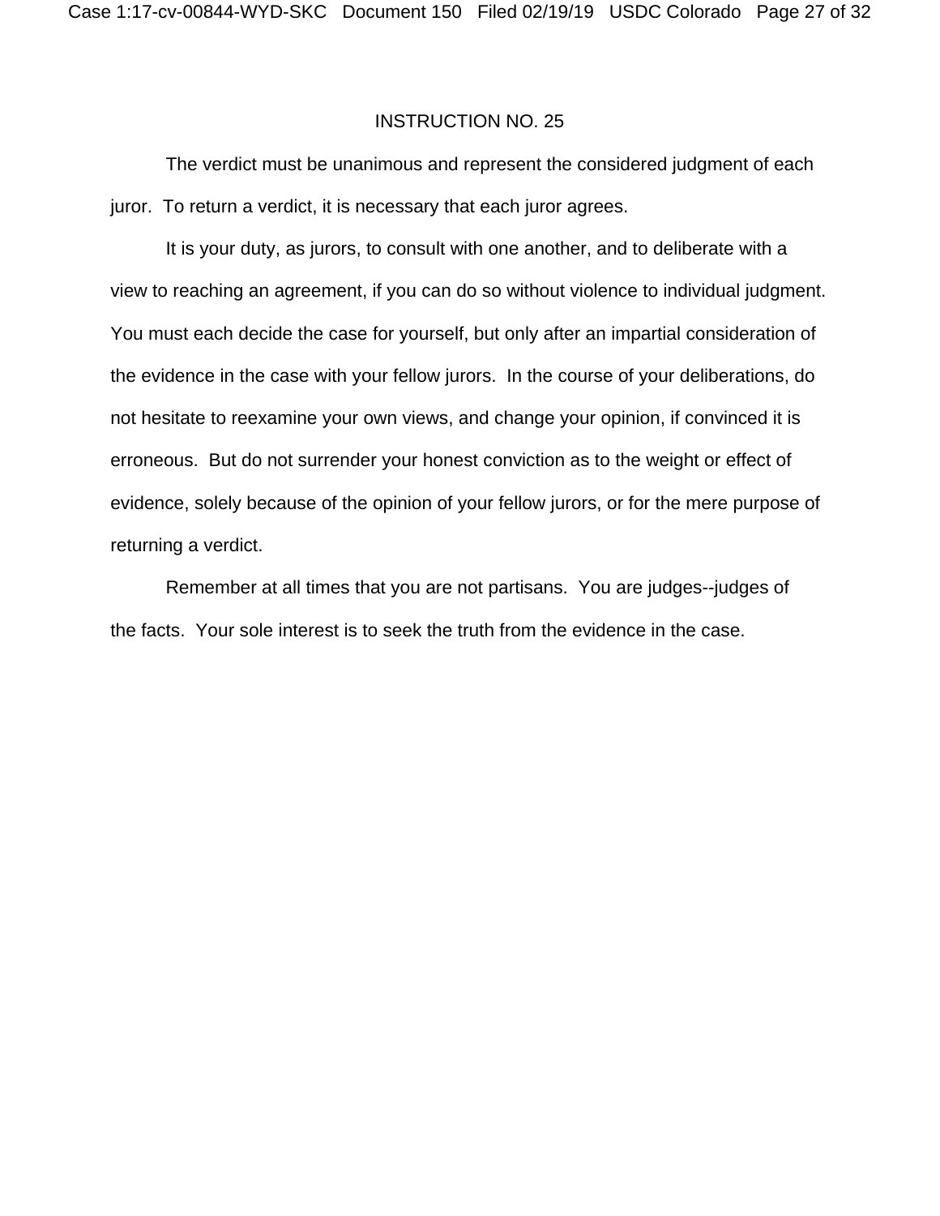# INSTRUCTION NO. 25

The verdict must be unanimous and represent the considered judgment of each juror. To return a verdict, it is necessary that each juror agrees.

It is your duty, as jurors, to consult with one another, and to deliberate with a view to reaching an agreement, if you can do so without violence to individual judgment. You must each decide the case for yourself, but only after an impartial consideration of the evidence in the case with your fellow jurors. In the course of your deliberations, do not hesitate to reexamine your own views, and change your opinion, if convinced it is erroneous. But do not surrender your honest conviction as to the weight or effect of evidence, solely because of the opinion of your fellow jurors, or for the mere purpose of returning a verdict.

Remember at all times that you are not partisans. You are judges--judges of the facts. Your sole interest is to seek the truth from the evidence in the case.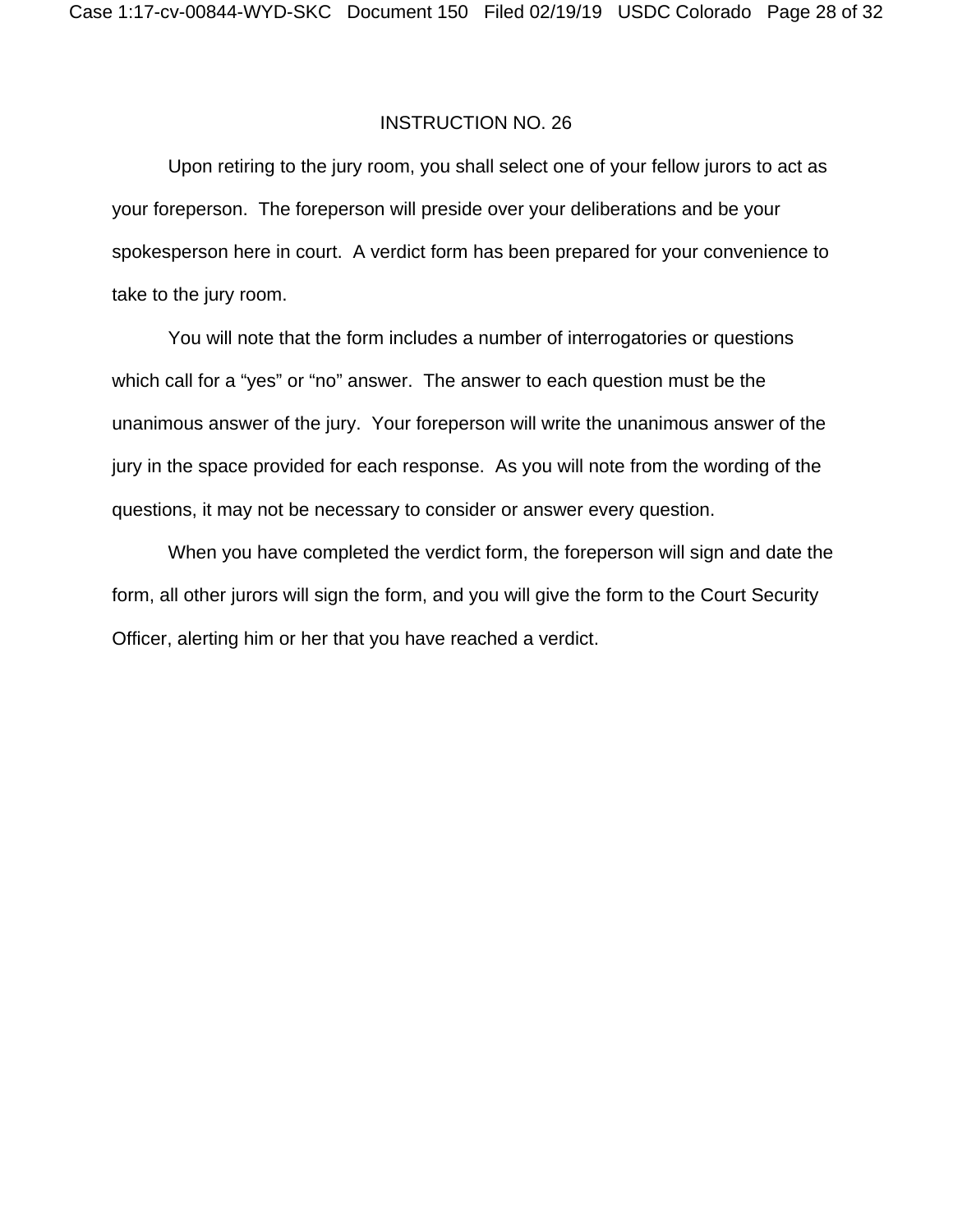INSTRUCTION NO. 26

Upon retiring to the jury room, you shall select one of your fellow jurors to act as your foreperson. The foreperson will preside over your deliberations and be your spokesperson here in court. A verdict form has been prepared for your convenience to take to the jury room.

You will note that the form includes a number of interrogatories or questions which call for a "yes" or "no" answer. The answer to each question must be the unanimous answer of the jury. Your foreperson will write the unanimous answer of the jury in the space provided for each response. As you will note from the wording of the questions, it may not be necessary to consider or answer every question.

When you have completed the verdict form, the foreperson will sign and date the form, all other jurors will sign the form, and you will give the form to the Court Security Officer, alerting him or her that you have reached a verdict.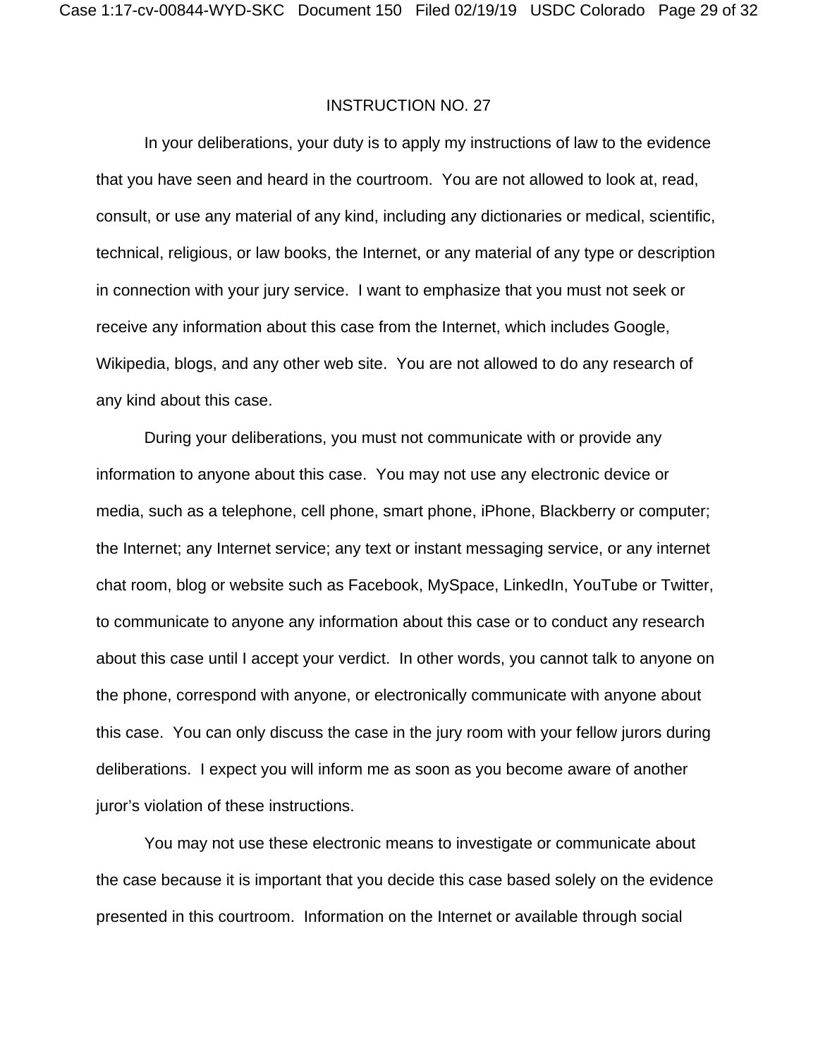INSTRUCTION NO. 27

In your deliberations, your duty is to apply my instructions of law to the evidence that you have seen and heard in the courtroom. You are not allowed to look at, read, consult, or use any material of any kind, including any dictionaries or medical, scientific, technical, religious, or law books, the Internet, or any material of any type or description in connection with your jury service. I want to emphasize that you must not seek or receive any information about this case from the Internet, which includes Google, Wikipedia, blogs, and any other web site. You are not allowed to do any research of any kind about this case.

During your deliberations, you must not communicate with or provide any information to anyone about this case. You may not use any electronic device or media, such as a telephone, cell phone, smart phone, iPhone, Blackberry or computer; the Internet; any Internet service; any text or instant messaging service, or any internet chat room, blog or website such as Facebook, MySpace, LinkedIn, YouTube or Twitter, to communicate to anyone any information about this case or to conduct any research about this case until I accept your verdict. In other words, you cannot talk to anyone on the phone, correspond with anyone, or electronically communicate with anyone about this case. You can only discuss the case in the jury room with your fellow jurors during deliberations. I expect you will inform me as soon as you become aware of another juror's violation of these instructions.

You may not use these electronic means to investigate or communicate about the case because it is important that you decide this case based solely on the evidence presented in this courtroom. Information on the Internet or available through social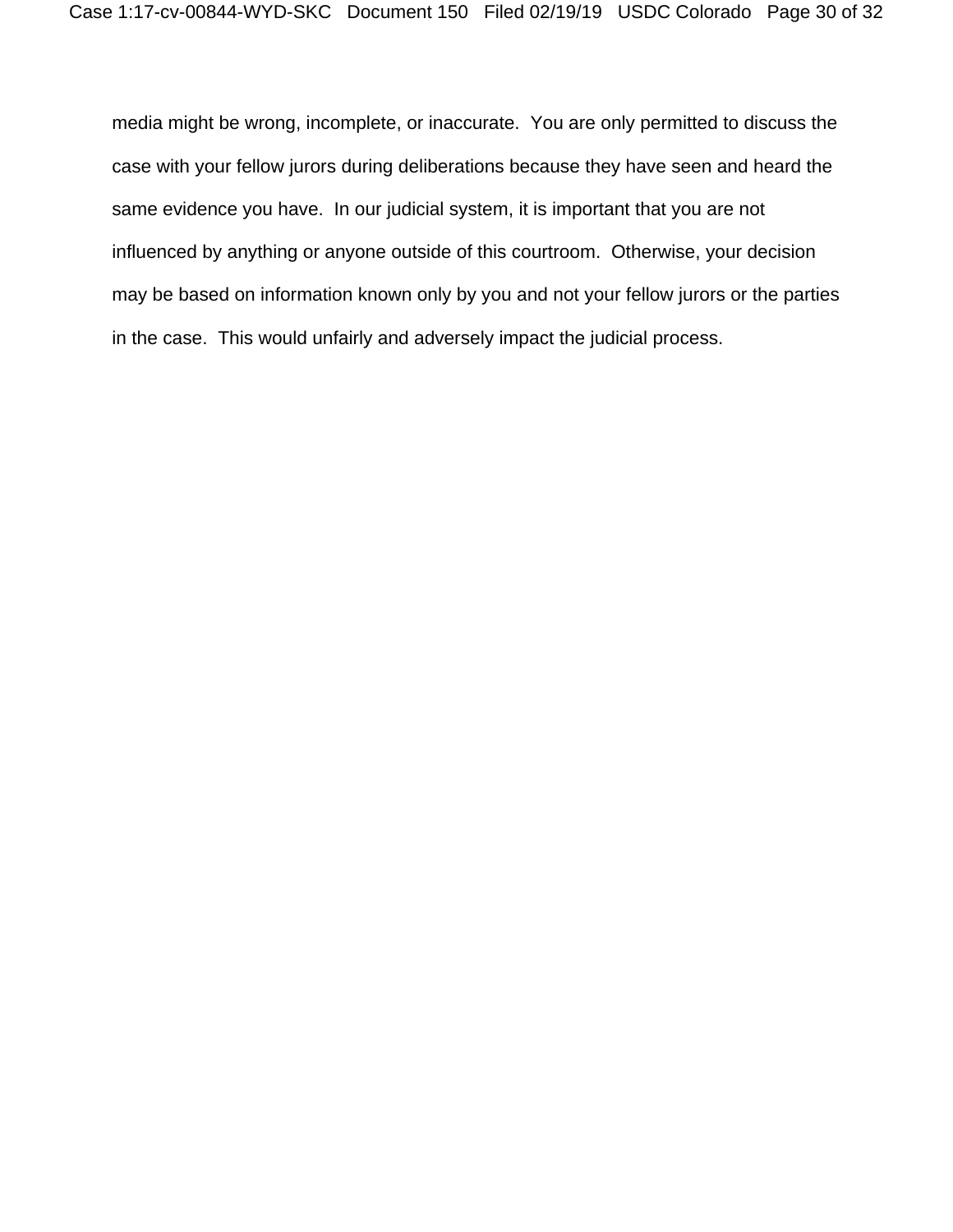media might be wrong, incomplete, or inaccurate. You are only permitted to discuss the case with your fellow jurors during deliberations because they have seen and heard the same evidence you have. In our judicial system, it is important that you are not influenced by anything or anyone outside of this courtroom. Otherwise, your decision may be based on information known only by you and not your fellow jurors or the parties in the case. This would unfairly and adversely impact the judicial process.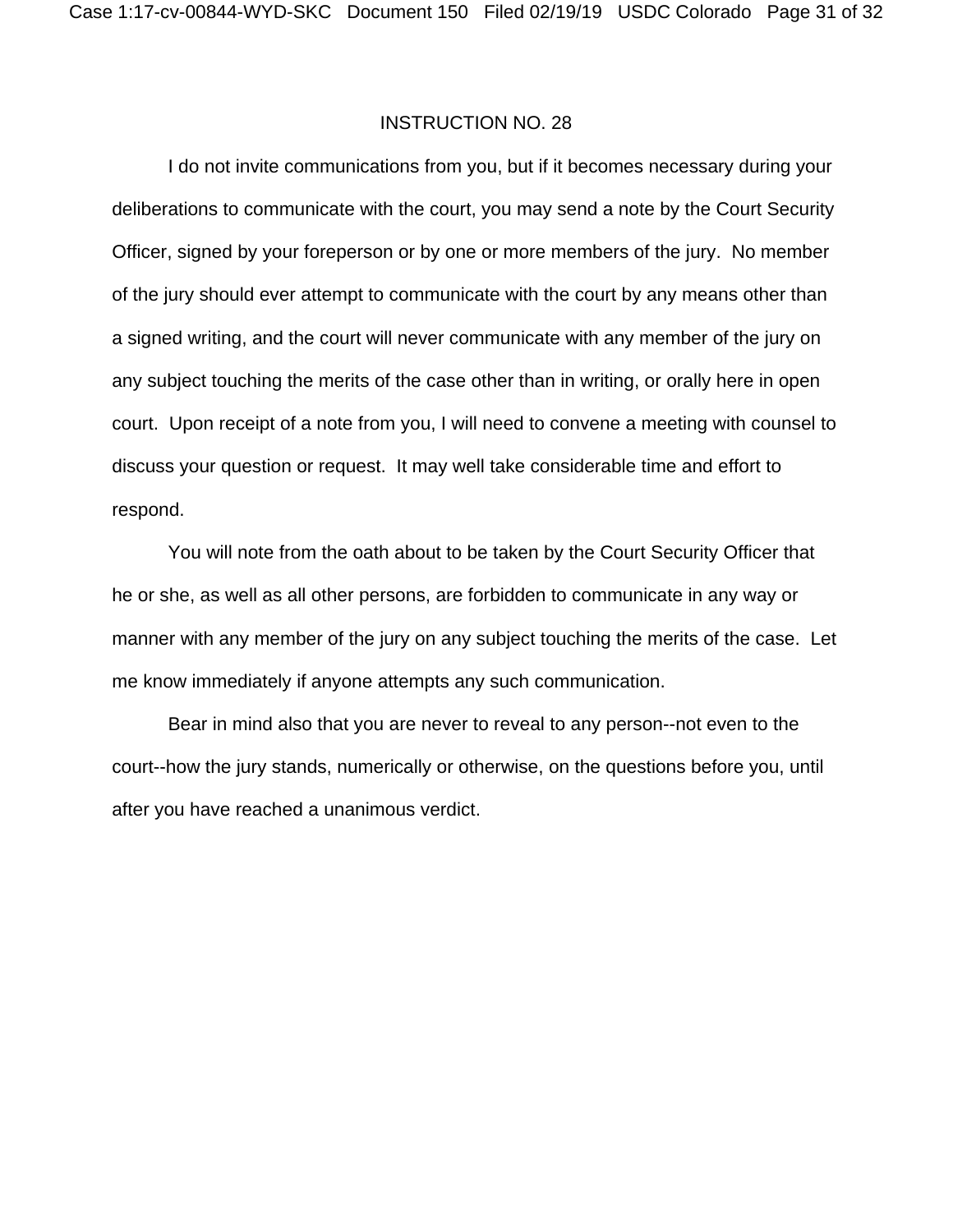INSTRUCTION NO. 28

I do not invite communications from you, but if it becomes necessary during your deliberations to communicate with the court, you may send a note by the Court Security Officer, signed by your foreperson or by one or more members of the jury. No member of the jury should ever attempt to communicate with the court by any means other than a signed writing, and the court will never communicate with any member of the jury on any subject touching the merits of the case other than in writing, or orally here in open court. Upon receipt of a note from you, I will need to convene a meeting with counsel to discuss your question or request. It may well take considerable time and effort to respond.

You will note from the oath about to be taken by the Court Security Officer that he or she, as well as all other persons, are forbidden to communicate in any way or manner with any member of the jury on any subject touching the merits of the case. Let me know immediately if anyone attempts any such communication.

Bear in mind also that you are never to reveal to any person--not even to the court--how the jury stands, numerically or otherwise, on the questions before you, until after you have reached a unanimous verdict.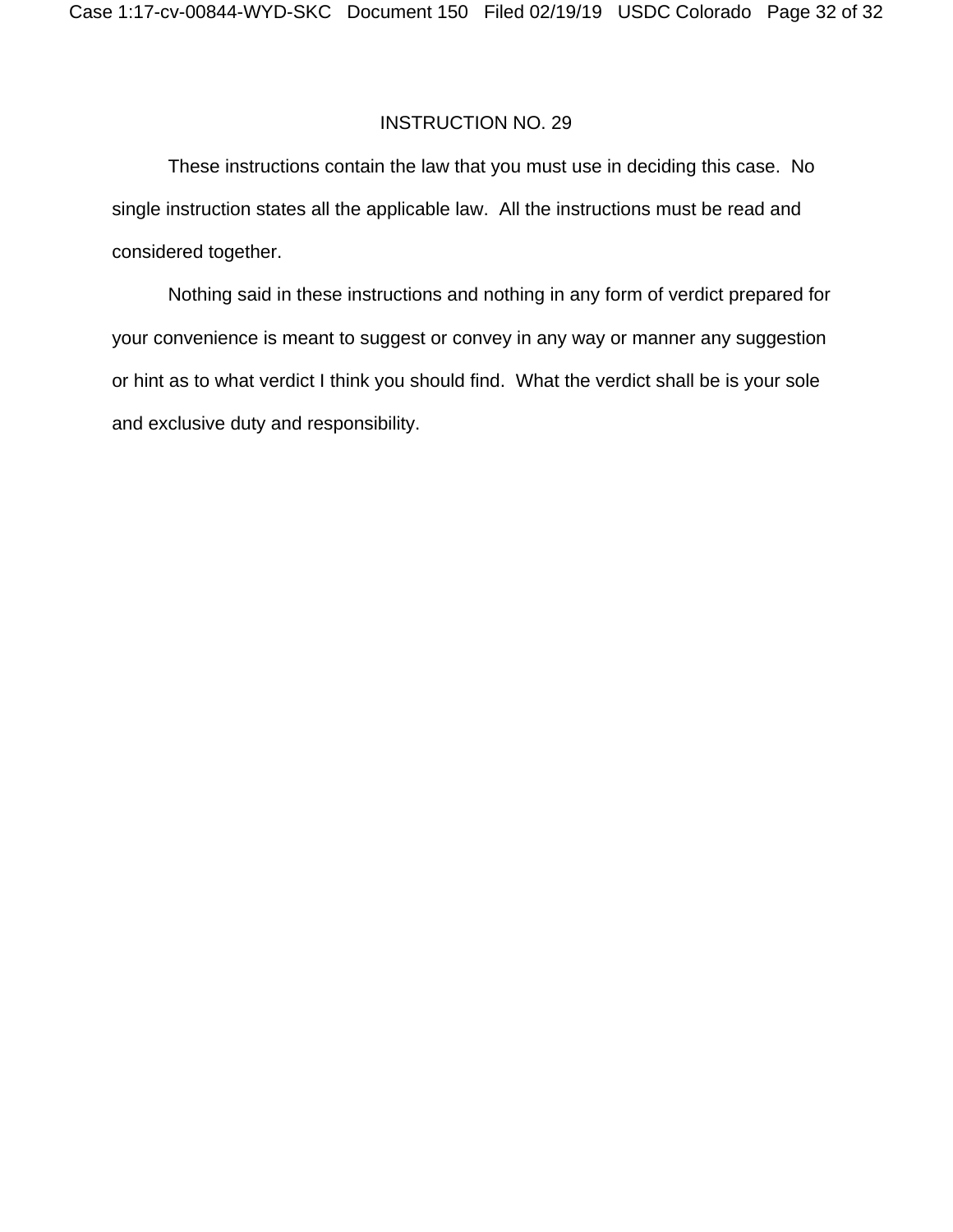INSTRUCTION NO. 29

These instructions contain the law that you must use in deciding this case. No single instruction states all the applicable law. All the instructions must be read and considered together.

Nothing said in these instructions and nothing in any form of verdict prepared for your convenience is meant to suggest or convey in any way or manner any suggestion or hint as to what verdict I think you should find. What the verdict shall be is your sole and exclusive duty and responsibility.